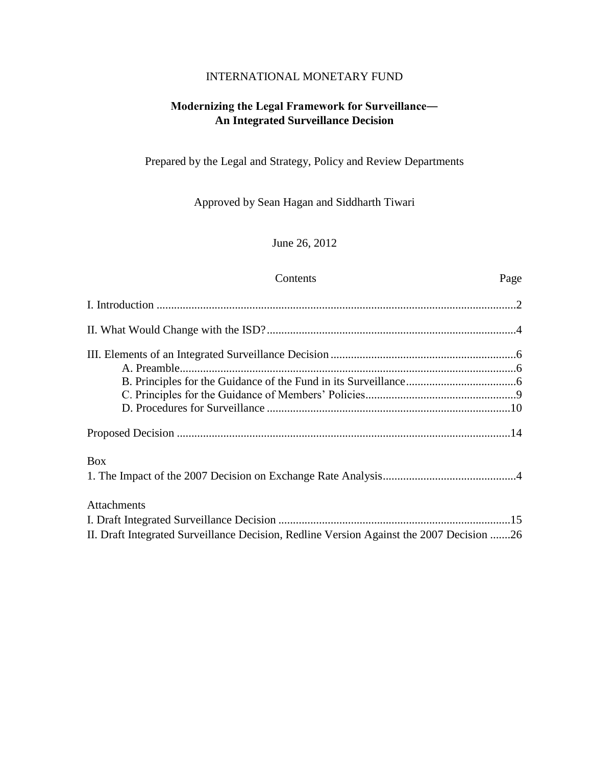INTERNATIONAL MONETARY FUND

# Modernizing the Legal Framework for Surveillance— An Integrated Surveillance Decision

Prepared by the Legal and Strategy, Policy and Review Departments

Approved by Sean Hagan and Siddharth Tiwari

June 26, 2012

| Contents | Page |
|---|---|
| I. Introduction | 2 |
| II. What Would Change with the ISD? | 4 |
| III. Elements of an Integrated Surveillance Decision | 6 |
| A. Preamble | 6 |
| B. Principles for the Guidance of the Fund in its Surveillance | 6 |
| C. Principles for the Guidance of Members' Policies | 9 |
| D. Procedures for Surveillance | 10 |
| Proposed Decision | 14 |
| **Box** | |
| 1. The Impact of the 2007 Decision on Exchange Rate Analysis | 4 |
| **Attachments** | |
| I. Draft Integrated Surveillance Decision | 15 |
| II. Draft Integrated Surveillance Decision, Redline Version Against the 2007 Decision | 26 |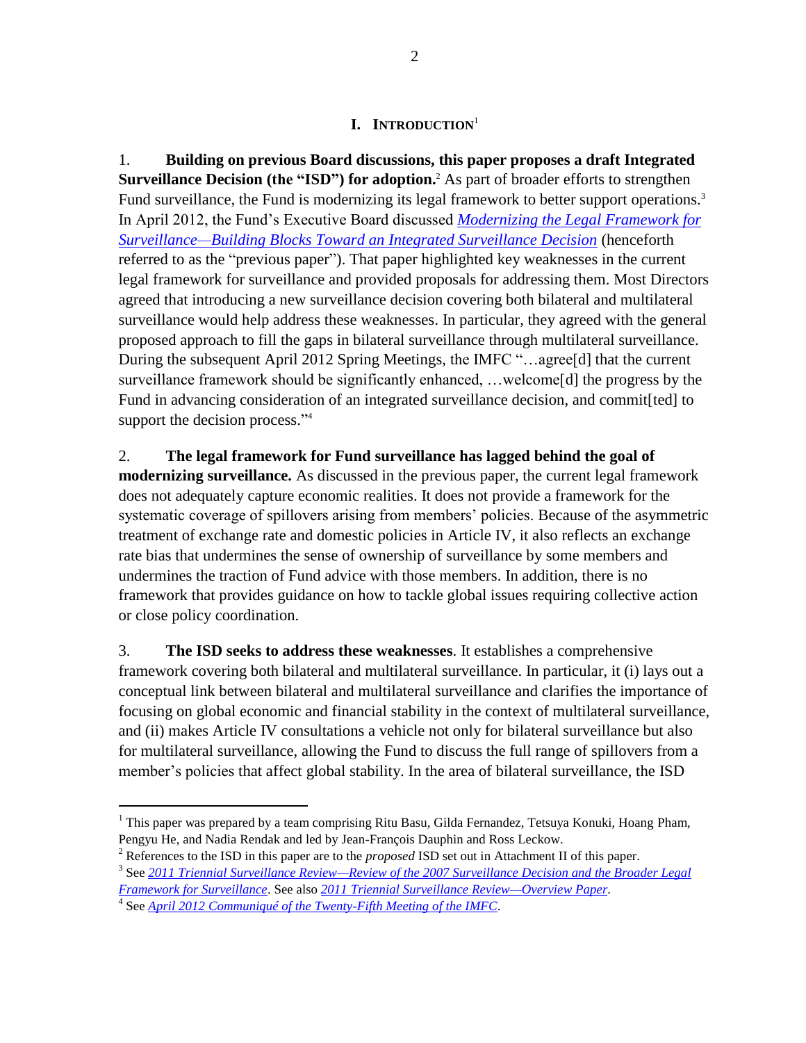# I. INTRODUCTION[1]

1. **Building on previous Board discussions, this paper proposes a draft Integrated Surveillance Decision (the "ISD") for adoption.**[2] As part of broader efforts to strengthen Fund surveillance, the Fund is modernizing its legal framework to better support operations.[3] In April 2012, the Fund's Executive Board discussed *Modernizing the Legal Framework for Surveillance—Building Blocks Toward an Integrated Surveillance Decision* (henceforth referred to as the "previous paper"). That paper highlighted key weaknesses in the current legal framework for surveillance and provided proposals for addressing them. Most Directors agreed that introducing a new surveillance decision covering both bilateral and multilateral surveillance would help address these weaknesses. In particular, they agreed with the general proposed approach to fill the gaps in bilateral surveillance through multilateral surveillance. During the subsequent April 2012 Spring Meetings, the IMFC "…agree[d] that the current surveillance framework should be significantly enhanced, …welcome[d] the progress by the Fund in advancing consideration of an integrated surveillance decision, and commit[ted] to support the decision process."[4]

2. **The legal framework for Fund surveillance has lagged behind the goal of modernizing surveillance.** As discussed in the previous paper, the current legal framework does not adequately capture economic realities. It does not provide a framework for the systematic coverage of spillovers arising from members' policies. Because of the asymmetric treatment of exchange rate and domestic policies in Article IV, it also reflects an exchange rate bias that undermines the sense of ownership of surveillance by some members and undermines the traction of Fund advice with those members. In addition, there is no framework that provides guidance on how to tackle global issues requiring collective action or close policy coordination.

3. **The ISD seeks to address these weaknesses**. It establishes a comprehensive framework covering both bilateral and multilateral surveillance. In particular, it (i) lays out a conceptual link between bilateral and multilateral surveillance and clarifies the importance of focusing on global economic and financial stability in the context of multilateral surveillance, and (ii) makes Article IV consultations a vehicle not only for bilateral surveillance but also for multilateral surveillance, allowing the Fund to discuss the full range of spillovers from a member's policies that affect global stability. In the area of bilateral surveillance, the ISD

---

[1] This paper was prepared by a team comprising Ritu Basu, Gilda Fernandez, Tetsuya Konuki, Hoang Pham, Pengyu He, and Nadia Rendak and led by Jean-François Dauphin and Ross Leckow.

[2] References to the ISD in this paper are to the *proposed* ISD set out in Attachment II of this paper.

[3] See *2011 Triennial Surveillance Review—Review of the 2007 Surveillance Decision and the Broader Legal Framework for Surveillance*. See also *2011 Triennial Surveillance Review—Overview Paper*.

[4] See *April 2012 Communiqué of the Twenty-Fifth Meeting of the IMFC*.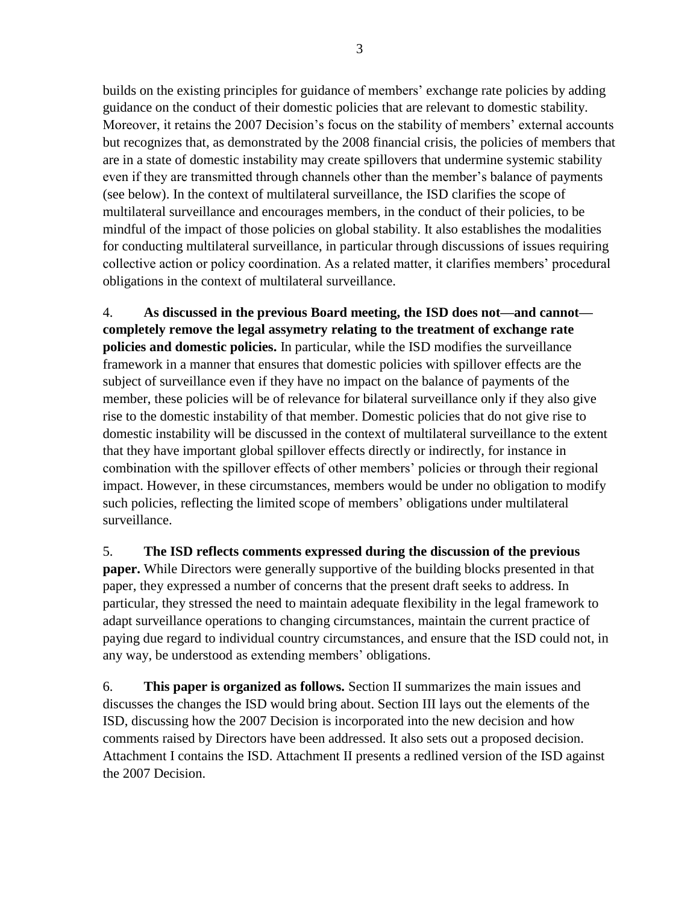builds on the existing principles for guidance of members' exchange rate policies by adding guidance on the conduct of their domestic policies that are relevant to domestic stability. Moreover, it retains the 2007 Decision's focus on the stability of members' external accounts but recognizes that, as demonstrated by the 2008 financial crisis, the policies of members that are in a state of domestic instability may create spillovers that undermine systemic stability even if they are transmitted through channels other than the member's balance of payments (see below). In the context of multilateral surveillance, the ISD clarifies the scope of multilateral surveillance and encourages members, in the conduct of their policies, to be mindful of the impact of those policies on global stability. It also establishes the modalities for conducting multilateral surveillance, in particular through discussions of issues requiring collective action or policy coordination. As a related matter, it clarifies members' procedural obligations in the context of multilateral surveillance.

4. **As discussed in the previous Board meeting, the ISD does not—and cannot—completely remove the legal assymetry relating to the treatment of exchange rate policies and domestic policies.** In particular, while the ISD modifies the surveillance framework in a manner that ensures that domestic policies with spillover effects are the subject of surveillance even if they have no impact on the balance of payments of the member, these policies will be of relevance for bilateral surveillance only if they also give rise to the domestic instability of that member. Domestic policies that do not give rise to domestic instability will be discussed in the context of multilateral surveillance to the extent that they have important global spillover effects directly or indirectly, for instance in combination with the spillover effects of other members' policies or through their regional impact. However, in these circumstances, members would be under no obligation to modify such policies, reflecting the limited scope of members' obligations under multilateral surveillance.

5. **The ISD reflects comments expressed during the discussion of the previous paper.** While Directors were generally supportive of the building blocks presented in that paper, they expressed a number of concerns that the present draft seeks to address. In particular, they stressed the need to maintain adequate flexibility in the legal framework to adapt surveillance operations to changing circumstances, maintain the current practice of paying due regard to individual country circumstances, and ensure that the ISD could not, in any way, be understood as extending members' obligations.

6. **This paper is organized as follows.** Section II summarizes the main issues and discusses the changes the ISD would bring about. Section III lays out the elements of the ISD, discussing how the 2007 Decision is incorporated into the new decision and how comments raised by Directors have been addressed. It also sets out a proposed decision. Attachment I contains the ISD. Attachment II presents a redlined version of the ISD against the 2007 Decision.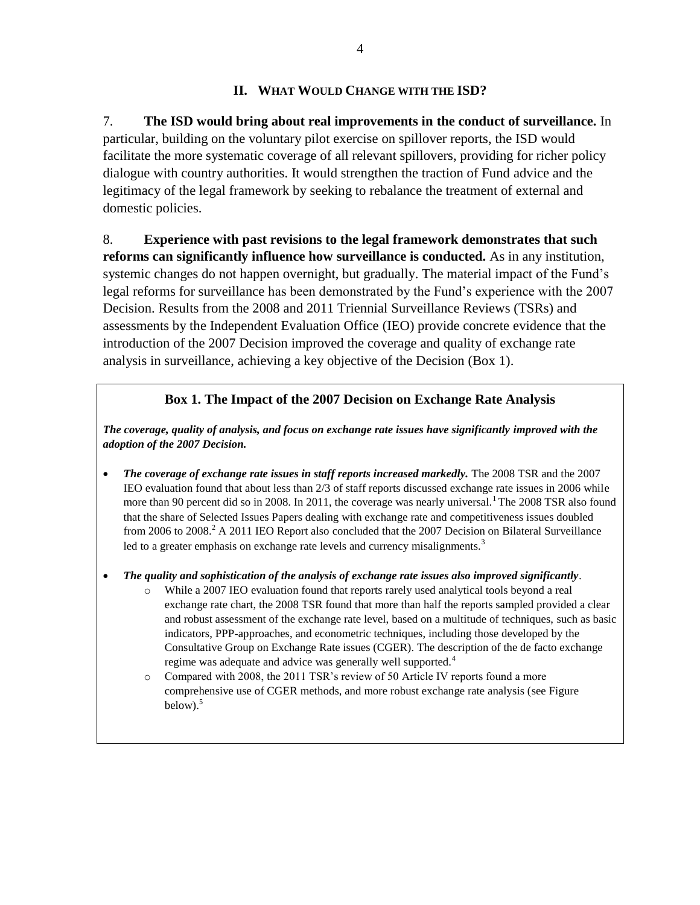## II. WHAT WOULD CHANGE WITH THE ISD?

7. **The ISD would bring about real improvements in the conduct of surveillance.** In particular, building on the voluntary pilot exercise on spillover reports, the ISD would facilitate the more systematic coverage of all relevant spillovers, providing for richer policy dialogue with country authorities. It would strengthen the traction of Fund advice and the legitimacy of the legal framework by seeking to rebalance the treatment of external and domestic policies.

8. **Experience with past revisions to the legal framework demonstrates that such reforms can significantly influence how surveillance is conducted.** As in any institution, systemic changes do not happen overnight, but gradually. The material impact of the Fund's legal reforms for surveillance has been demonstrated by the Fund's experience with the 2007 Decision. Results from the 2008 and 2011 Triennial Surveillance Reviews (TSRs) and assessments by the Independent Evaluation Office (IEO) provide concrete evidence that the introduction of the 2007 Decision improved the coverage and quality of exchange rate analysis in surveillance, achieving a key objective of the Decision (Box 1).

### Box 1. The Impact of the 2007 Decision on Exchange Rate Analysis

***The coverage, quality of analysis, and focus on exchange rate issues have significantly improved with the adoption of the 2007 Decision.***

- ***The coverage of exchange rate issues in staff reports increased markedly.*** The 2008 TSR and the 2007 IEO evaluation found that about less than 2/3 of staff reports discussed exchange rate issues in 2006 while more than 90 percent did so in 2008. In 2011, the coverage was nearly universal.[1] The 2008 TSR also found that the share of Selected Issues Papers dealing with exchange rate and competitiveness issues doubled from 2006 to 2008.[2] A 2011 IEO Report also concluded that the 2007 Decision on Bilateral Surveillance led to a greater emphasis on exchange rate levels and currency misalignments.[3]

- ***The quality and sophistication of the analysis of exchange rate issues also improved significantly***.
  - While a 2007 IEO evaluation found that reports rarely used analytical tools beyond a real exchange rate chart, the 2008 TSR found that more than half the reports sampled provided a clear and robust assessment of the exchange rate level, based on a multitude of techniques, such as basic indicators, PPP-approaches, and econometric techniques, including those developed by the Consultative Group on Exchange Rate issues (CGER). The description of the de facto exchange regime was adequate and advice was generally well supported.[4]
  - Compared with 2008, the 2011 TSR's review of 50 Article IV reports found a more comprehensive use of CGER methods, and more robust exchange rate analysis (see Figure below).[5]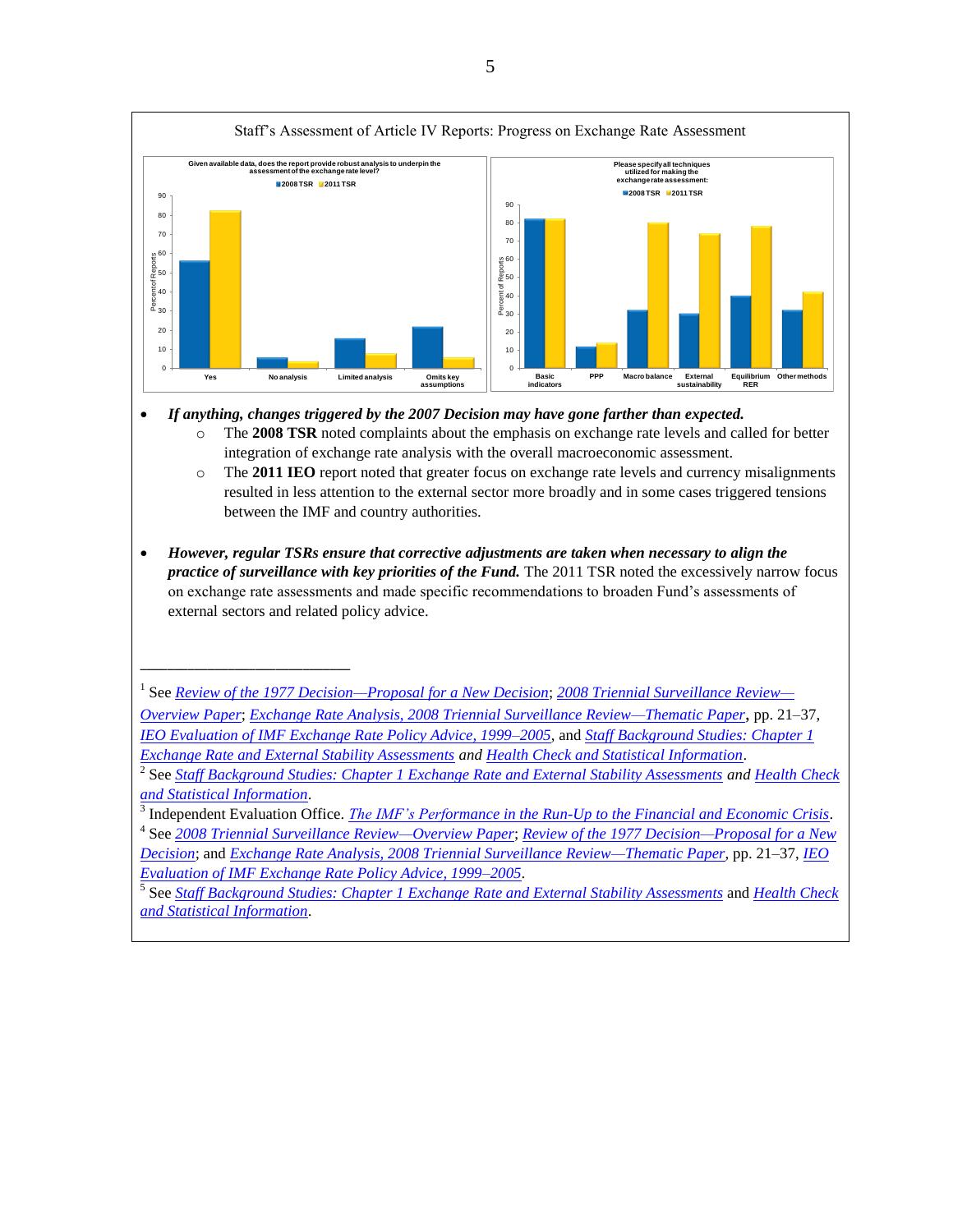Staff's Assessment of Article IV Reports: Progress on Exchange Rate Assessment

- ***If anything, changes triggered by the 2007 Decision may have gone farther than expected.***
  - The **2008 TSR** noted complaints about the emphasis on exchange rate levels and called for better integration of exchange rate analysis with the overall macroeconomic assessment.
  - The **2011 IEO** report noted that greater focus on exchange rate levels and currency misalignments resulted in less attention to the external sector more broadly and in some cases triggered tensions between the IMF and country authorities.

- ***However, regular TSRs ensure that corrective adjustments are taken when necessary to align the practice of surveillance with key priorities of the Fund.*** The 2011 TSR noted the excessively narrow focus on exchange rate assessments and made specific recommendations to broaden Fund's assessments of external sectors and related policy advice.

---

[1] See *Review of the 1977 Decision—Proposal for a New Decision*; *2008 Triennial Surveillance Review—Overview Paper*; *Exchange Rate Analysis, 2008 Triennial Surveillance Review—Thematic Paper*, pp. 21–37, *IEO Evaluation of IMF Exchange Rate Policy Advice, 1999–2005*, and Staff Background Studies: Chapter 1 Exchange Rate and External Stability Assessments *and* Health Check and Statistical Information.

[2] See *Staff Background Studies: Chapter 1 Exchange Rate and External Stability Assessments and Health Check and Statistical Information*.

[3] Independent Evaluation Office. *The IMF's Performance in the Run-Up to the Financial and Economic Crisis*.

[4] See *2008 Triennial Surveillance Review—Overview Paper*; *Review of the 1977 Decision—Proposal for a New Decision*; and *Exchange Rate Analysis, 2008 Triennial Surveillance Review—Thematic Paper*, pp. 21–37, *IEO Evaluation of IMF Exchange Rate Policy Advice, 1999–2005*.

[5] See Staff Background Studies: Chapter 1 Exchange Rate and External Stability Assessments and Health Check and Statistical Information.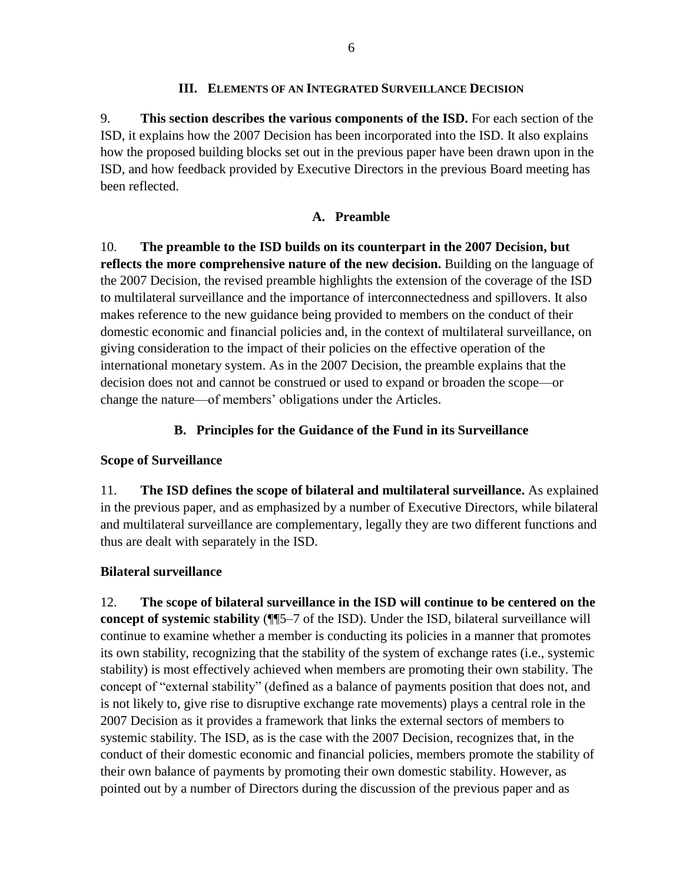## III. Elements of an Integrated Surveillance Decision

9. **This section describes the various components of the ISD.** For each section of the ISD, it explains how the 2007 Decision has been incorporated into the ISD. It also explains how the proposed building blocks set out in the previous paper have been drawn upon in the ISD, and how feedback provided by Executive Directors in the previous Board meeting has been reflected.

### A. Preamble

10. **The preamble to the ISD builds on its counterpart in the 2007 Decision, but reflects the more comprehensive nature of the new decision.** Building on the language of the 2007 Decision, the revised preamble highlights the extension of the coverage of the ISD to multilateral surveillance and the importance of interconnectedness and spillovers. It also makes reference to the new guidance being provided to members on the conduct of their domestic economic and financial policies and, in the context of multilateral surveillance, on giving consideration to the impact of their policies on the effective operation of the international monetary system. As in the 2007 Decision, the preamble explains that the decision does not and cannot be construed or used to expand or broaden the scope—or change the nature—of members' obligations under the Articles.

### B. Principles for the Guidance of the Fund in its Surveillance

#### Scope of Surveillance

11. **The ISD defines the scope of bilateral and multilateral surveillance.** As explained in the previous paper, and as emphasized by a number of Executive Directors, while bilateral and multilateral surveillance are complementary, legally they are two different functions and thus are dealt with separately in the ISD.

#### Bilateral surveillance

12. **The scope of bilateral surveillance in the ISD will continue to be centered on the concept of systemic stability** (¶¶5–7 of the ISD). Under the ISD, bilateral surveillance will continue to examine whether a member is conducting its policies in a manner that promotes its own stability, recognizing that the stability of the system of exchange rates (i.e., systemic stability) is most effectively achieved when members are promoting their own stability. The concept of "external stability" (defined as a balance of payments position that does not, and is not likely to, give rise to disruptive exchange rate movements) plays a central role in the 2007 Decision as it provides a framework that links the external sectors of members to systemic stability. The ISD, as is the case with the 2007 Decision, recognizes that, in the conduct of their domestic economic and financial policies, members promote the stability of their own balance of payments by promoting their own domestic stability. However, as pointed out by a number of Directors during the discussion of the previous paper and as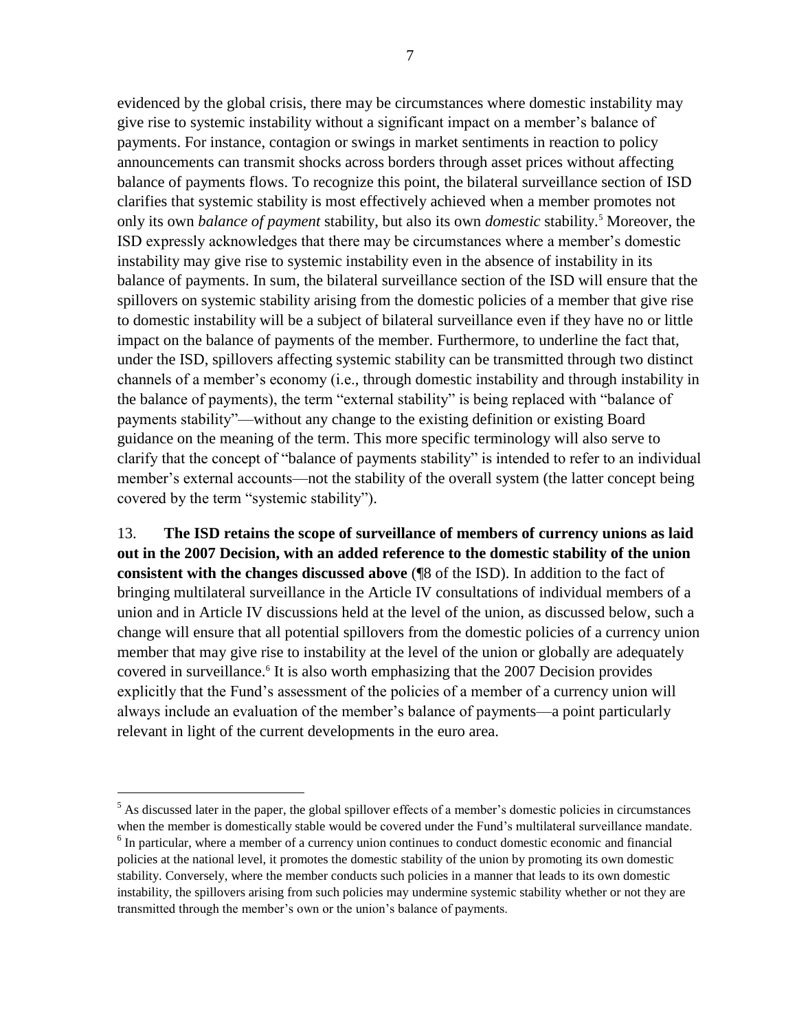evidenced by the global crisis, there may be circumstances where domestic instability may give rise to systemic instability without a significant impact on a member's balance of payments. For instance, contagion or swings in market sentiments in reaction to policy announcements can transmit shocks across borders through asset prices without affecting balance of payments flows. To recognize this point, the bilateral surveillance section of ISD clarifies that systemic stability is most effectively achieved when a member promotes not only its own *balance of payment* stability, but also its own *domestic* stability.[5] Moreover, the ISD expressly acknowledges that there may be circumstances where a member's domestic instability may give rise to systemic instability even in the absence of instability in its balance of payments. In sum, the bilateral surveillance section of the ISD will ensure that the spillovers on systemic stability arising from the domestic policies of a member that give rise to domestic instability will be a subject of bilateral surveillance even if they have no or little impact on the balance of payments of the member. Furthermore, to underline the fact that, under the ISD, spillovers affecting systemic stability can be transmitted through two distinct channels of a member's economy (i.e., through domestic instability and through instability in the balance of payments), the term "external stability" is being replaced with "balance of payments stability"—without any change to the existing definition or existing Board guidance on the meaning of the term. This more specific terminology will also serve to clarify that the concept of "balance of payments stability" is intended to refer to an individual member's external accounts—not the stability of the overall system (the latter concept being covered by the term "systemic stability").

13. **The ISD retains the scope of surveillance of members of currency unions as laid out in the 2007 Decision, with an added reference to the domestic stability of the union consistent with the changes discussed above** (¶8 of the ISD). In addition to the fact of bringing multilateral surveillance in the Article IV consultations of individual members of a union and in Article IV discussions held at the level of the union, as discussed below, such a change will ensure that all potential spillovers from the domestic policies of a currency union member that may give rise to instability at the level of the union or globally are adequately covered in surveillance.[6] It is also worth emphasizing that the 2007 Decision provides explicitly that the Fund's assessment of the policies of a member of a currency union will always include an evaluation of the member's balance of payments—a point particularly relevant in light of the current developments in the euro area.

---

[5] As discussed later in the paper, the global spillover effects of a member's domestic policies in circumstances when the member is domestically stable would be covered under the Fund's multilateral surveillance mandate.

[6] In particular, where a member of a currency union continues to conduct domestic economic and financial policies at the national level, it promotes the domestic stability of the union by promoting its own domestic stability. Conversely, where the member conducts such policies in a manner that leads to its own domestic instability, the spillovers arising from such policies may undermine systemic stability whether or not they are transmitted through the member's own or the union's balance of payments.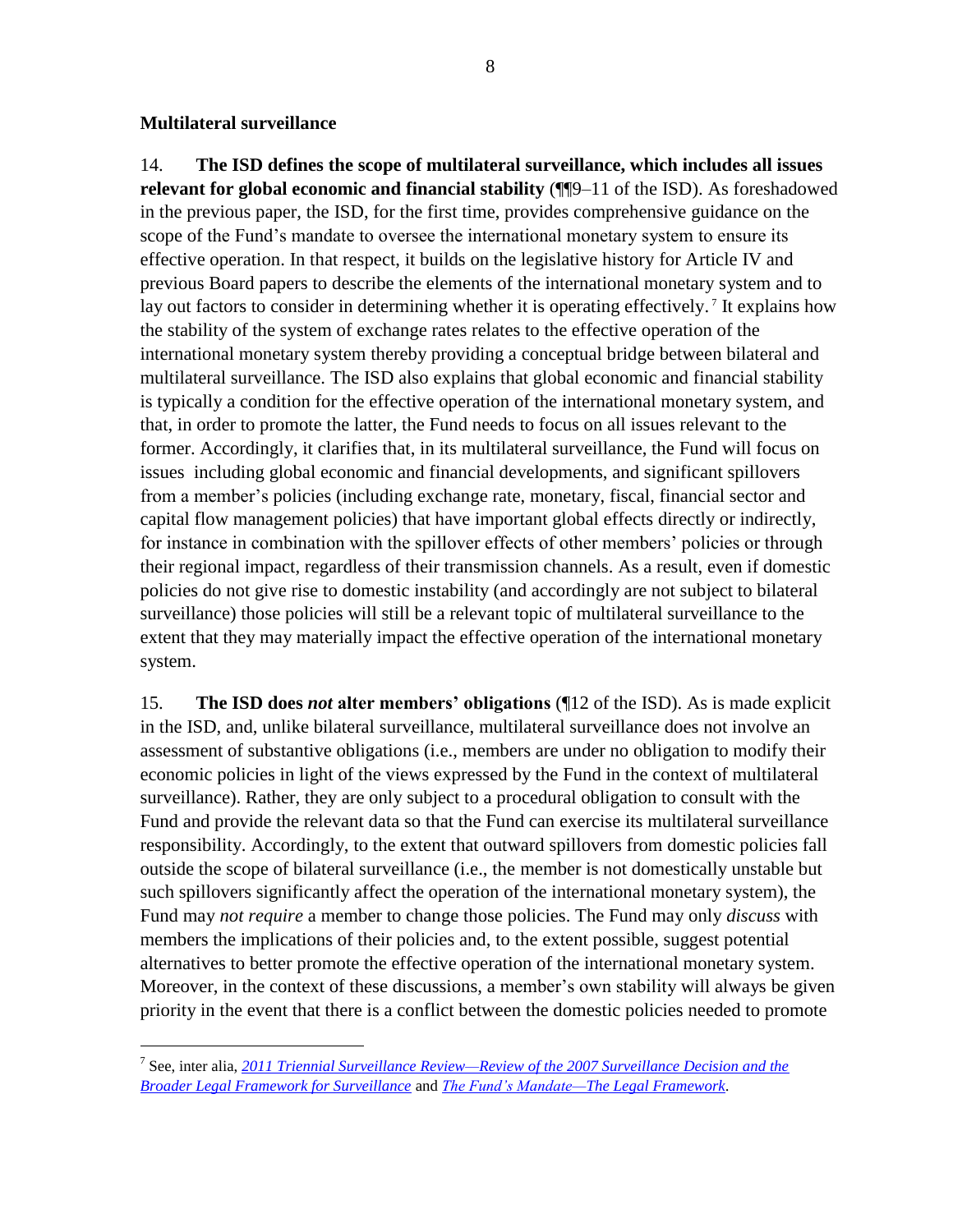**Multilateral surveillance**

14. **The ISD defines the scope of multilateral surveillance, which includes all issues relevant for global economic and financial stability** (¶¶9–11 of the ISD). As foreshadowed in the previous paper, the ISD, for the first time, provides comprehensive guidance on the scope of the Fund's mandate to oversee the international monetary system to ensure its effective operation. In that respect, it builds on the legislative history for Article IV and previous Board papers to describe the elements of the international monetary system and to lay out factors to consider in determining whether it is operating effectively.[7] It explains how the stability of the system of exchange rates relates to the effective operation of the international monetary system thereby providing a conceptual bridge between bilateral and multilateral surveillance. The ISD also explains that global economic and financial stability is typically a condition for the effective operation of the international monetary system, and that, in order to promote the latter, the Fund needs to focus on all issues relevant to the former. Accordingly, it clarifies that, in its multilateral surveillance, the Fund will focus on issues including global economic and financial developments, and significant spillovers from a member's policies (including exchange rate, monetary, fiscal, financial sector and capital flow management policies) that have important global effects directly or indirectly, for instance in combination with the spillover effects of other members' policies or through their regional impact, regardless of their transmission channels. As a result, even if domestic policies do not give rise to domestic instability (and accordingly are not subject to bilateral surveillance) those policies will still be a relevant topic of multilateral surveillance to the extent that they may materially impact the effective operation of the international monetary system.

15. **The ISD does *not* alter members' obligations** (¶12 of the ISD). As is made explicit in the ISD, and, unlike bilateral surveillance, multilateral surveillance does not involve an assessment of substantive obligations (i.e., members are under no obligation to modify their economic policies in light of the views expressed by the Fund in the context of multilateral surveillance). Rather, they are only subject to a procedural obligation to consult with the Fund and provide the relevant data so that the Fund can exercise its multilateral surveillance responsibility. Accordingly, to the extent that outward spillovers from domestic policies fall outside the scope of bilateral surveillance (i.e., the member is not domestically unstable but such spillovers significantly affect the operation of the international monetary system), the Fund may *not require* a member to change those policies. The Fund may only *discuss* with members the implications of their policies and, to the extent possible, suggest potential alternatives to better promote the effective operation of the international monetary system. Moreover, in the context of these discussions, a member's own stability will always be given priority in the event that there is a conflict between the domestic policies needed to promote

[7] See, inter alia, *2011 Triennial Surveillance Review—Review of the 2007 Surveillance Decision and the Broader Legal Framework for Surveillance* and *The Fund's Mandate—The Legal Framework*.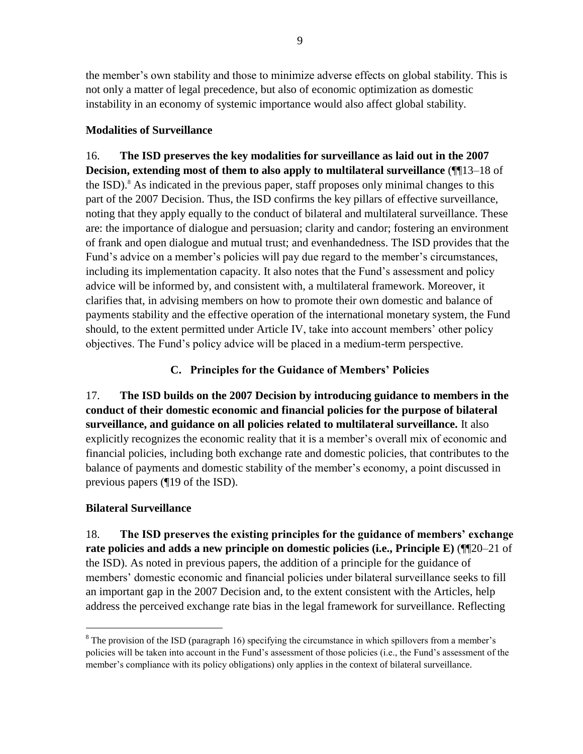the member's own stability and those to minimize adverse effects on global stability. This is not only a matter of legal precedence, but also of economic optimization as domestic instability in an economy of systemic importance would also affect global stability.

**Modalities of Surveillance**

16. **The ISD preserves the key modalities for surveillance as laid out in the 2007 Decision, extending most of them to also apply to multilateral surveillance** (¶¶13–18 of the ISD).[8] As indicated in the previous paper, staff proposes only minimal changes to this part of the 2007 Decision. Thus, the ISD confirms the key pillars of effective surveillance, noting that they apply equally to the conduct of bilateral and multilateral surveillance. These are: the importance of dialogue and persuasion; clarity and candor; fostering an environment of frank and open dialogue and mutual trust; and evenhandedness. The ISD provides that the Fund's advice on a member's policies will pay due regard to the member's circumstances, including its implementation capacity. It also notes that the Fund's assessment and policy advice will be informed by, and consistent with, a multilateral framework. Moreover, it clarifies that, in advising members on how to promote their own domestic and balance of payments stability and the effective operation of the international monetary system, the Fund should, to the extent permitted under Article IV, take into account members' other policy objectives. The Fund's policy advice will be placed in a medium-term perspective.

## C. Principles for the Guidance of Members' Policies

17. **The ISD builds on the 2007 Decision by introducing guidance to members in the conduct of their domestic economic and financial policies for the purpose of bilateral surveillance, and guidance on all policies related to multilateral surveillance.** It also explicitly recognizes the economic reality that it is a member's overall mix of economic and financial policies, including both exchange rate and domestic policies, that contributes to the balance of payments and domestic stability of the member's economy, a point discussed in previous papers (¶19 of the ISD).

**Bilateral Surveillance**

18. **The ISD preserves the existing principles for the guidance of members' exchange rate policies and adds a new principle on domestic policies (i.e., Principle E)** (¶¶20–21 of the ISD). As noted in previous papers, the addition of a principle for the guidance of members' domestic economic and financial policies under bilateral surveillance seeks to fill an important gap in the 2007 Decision and, to the extent consistent with the Articles, help address the perceived exchange rate bias in the legal framework for surveillance. Reflecting

[8] The provision of the ISD (paragraph 16) specifying the circumstance in which spillovers from a member's policies will be taken into account in the Fund's assessment of those policies (i.e., the Fund's assessment of the member's compliance with its policy obligations) only applies in the context of bilateral surveillance.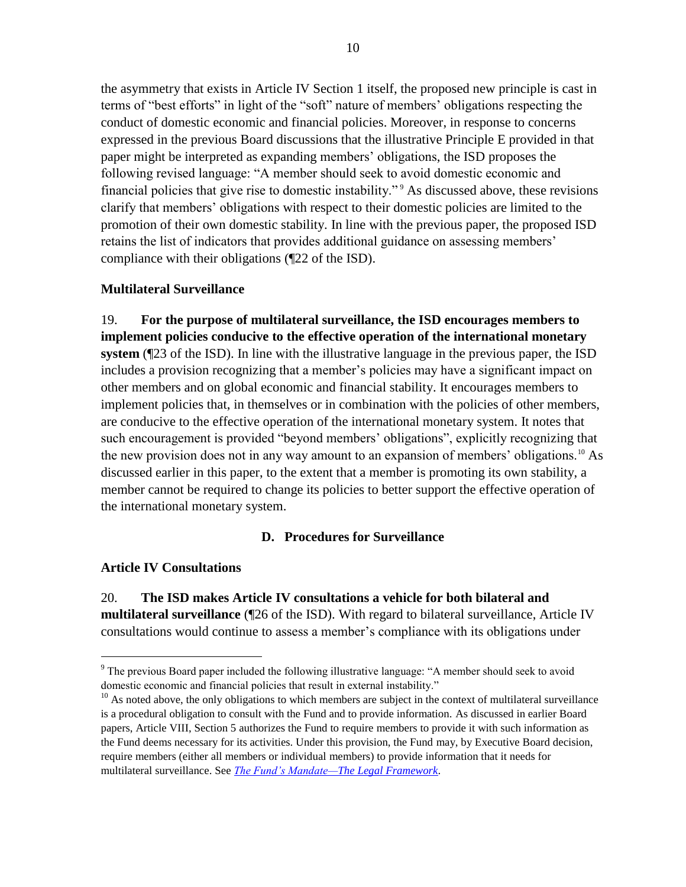the asymmetry that exists in Article IV Section 1 itself, the proposed new principle is cast in terms of "best efforts" in light of the "soft" nature of members' obligations respecting the conduct of domestic economic and financial policies. Moreover, in response to concerns expressed in the previous Board discussions that the illustrative Principle E provided in that paper might be interpreted as expanding members' obligations, the ISD proposes the following revised language: "A member should seek to avoid domestic economic and financial policies that give rise to domestic instability."[9] As discussed above, these revisions clarify that members' obligations with respect to their domestic policies are limited to the promotion of their own domestic stability. In line with the previous paper, the proposed ISD retains the list of indicators that provides additional guidance on assessing members' compliance with their obligations (¶22 of the ISD).

**Multilateral Surveillance**

19. **For the purpose of multilateral surveillance, the ISD encourages members to implement policies conducive to the effective operation of the international monetary system** (¶23 of the ISD). In line with the illustrative language in the previous paper, the ISD includes a provision recognizing that a member's policies may have a significant impact on other members and on global economic and financial stability. It encourages members to implement policies that, in themselves or in combination with the policies of other members, are conducive to the effective operation of the international monetary system. It notes that such encouragement is provided "beyond members' obligations", explicitly recognizing that the new provision does not in any way amount to an expansion of members' obligations.[10] As discussed earlier in this paper, to the extent that a member is promoting its own stability, a member cannot be required to change its policies to better support the effective operation of the international monetary system.

## D. Procedures for Surveillance

**Article IV Consultations**

20. **The ISD makes Article IV consultations a vehicle for both bilateral and multilateral surveillance** (¶26 of the ISD). With regard to bilateral surveillance, Article IV consultations would continue to assess a member's compliance with its obligations under

---

[9] The previous Board paper included the following illustrative language: "A member should seek to avoid domestic economic and financial policies that result in external instability."

[10] As noted above, the only obligations to which members are subject in the context of multilateral surveillance is a procedural obligation to consult with the Fund and to provide information. As discussed in earlier Board papers, Article VIII, Section 5 authorizes the Fund to require members to provide it with such information as the Fund deems necessary for its activities. Under this provision, the Fund may, by Executive Board decision, require members (either all members or individual members) to provide information that it needs for multilateral surveillance. See *The Fund's Mandate—The Legal Framework*.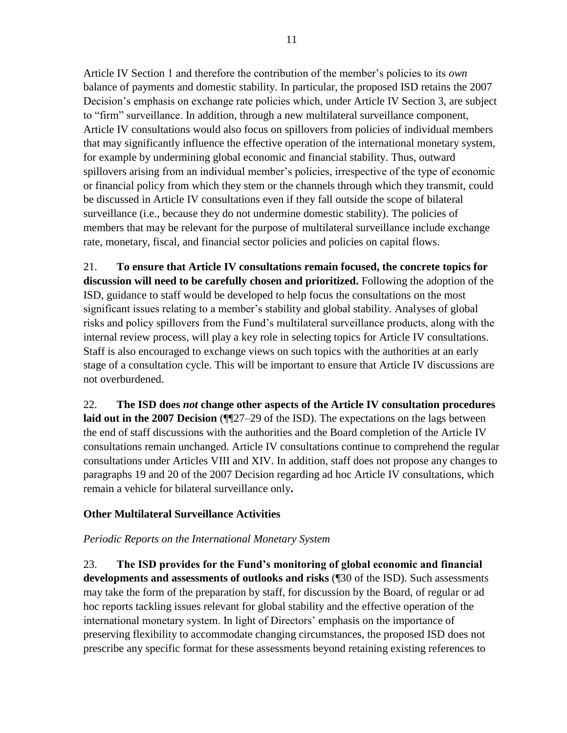Article IV Section 1 and therefore the contribution of the member's policies to its *own* balance of payments and domestic stability. In particular, the proposed ISD retains the 2007 Decision's emphasis on exchange rate policies which, under Article IV Section 3, are subject to "firm" surveillance. In addition, through a new multilateral surveillance component, Article IV consultations would also focus on spillovers from policies of individual members that may significantly influence the effective operation of the international monetary system, for example by undermining global economic and financial stability. Thus, outward spillovers arising from an individual member's policies, irrespective of the type of economic or financial policy from which they stem or the channels through which they transmit, could be discussed in Article IV consultations even if they fall outside the scope of bilateral surveillance (i.e., because they do not undermine domestic stability). The policies of members that may be relevant for the purpose of multilateral surveillance include exchange rate, monetary, fiscal, and financial sector policies and policies on capital flows.

21. **To ensure that Article IV consultations remain focused, the concrete topics for discussion will need to be carefully chosen and prioritized.** Following the adoption of the ISD, guidance to staff would be developed to help focus the consultations on the most significant issues relating to a member's stability and global stability. Analyses of global risks and policy spillovers from the Fund's multilateral surveillance products, along with the internal review process, will play a key role in selecting topics for Article IV consultations. Staff is also encouraged to exchange views on such topics with the authorities at an early stage of a consultation cycle. This will be important to ensure that Article IV discussions are not overburdened.

22. **The ISD does *not* change other aspects of the Article IV consultation procedures laid out in the 2007 Decision** (¶¶27–29 of the ISD). The expectations on the lags between the end of staff discussions with the authorities and the Board completion of the Article IV consultations remain unchanged. Article IV consultations continue to comprehend the regular consultations under Articles VIII and XIV. In addition, staff does not propose any changes to paragraphs 19 and 20 of the 2007 Decision regarding ad hoc Article IV consultations, which remain a vehicle for bilateral surveillance only**.**

### Other Multilateral Surveillance Activities

*Periodic Reports on the International Monetary System*

23. **The ISD provides for the Fund's monitoring of global economic and financial developments and assessments of outlooks and risks** (¶30 of the ISD). Such assessments may take the form of the preparation by staff, for discussion by the Board, of regular or ad hoc reports tackling issues relevant for global stability and the effective operation of the international monetary system. In light of Directors' emphasis on the importance of preserving flexibility to accommodate changing circumstances, the proposed ISD does not prescribe any specific format for these assessments beyond retaining existing references to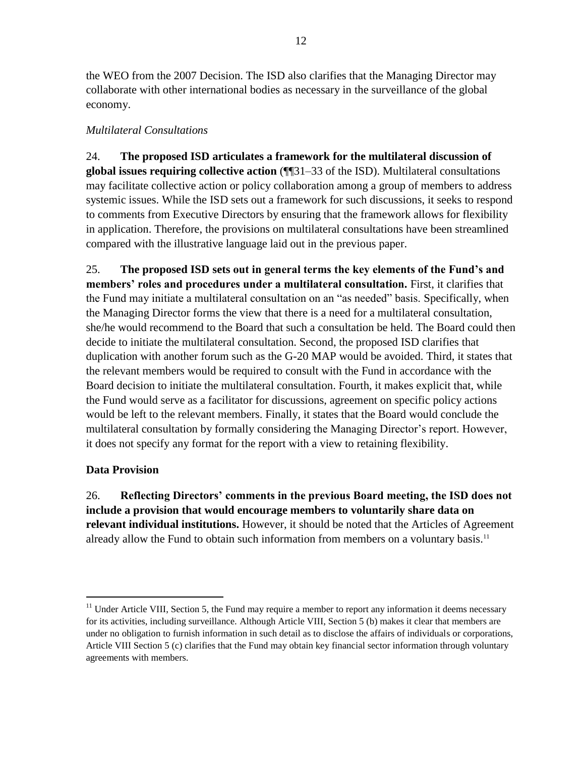the WEO from the 2007 Decision. The ISD also clarifies that the Managing Director may collaborate with other international bodies as necessary in the surveillance of the global economy.

*Multilateral Consultations*

24. **The proposed ISD articulates a framework for the multilateral discussion of global issues requiring collective action** (¶¶31–33 of the ISD). Multilateral consultations may facilitate collective action or policy collaboration among a group of members to address systemic issues. While the ISD sets out a framework for such discussions, it seeks to respond to comments from Executive Directors by ensuring that the framework allows for flexibility in application. Therefore, the provisions on multilateral consultations have been streamlined compared with the illustrative language laid out in the previous paper.

25. **The proposed ISD sets out in general terms the key elements of the Fund's and members' roles and procedures under a multilateral consultation.** First, it clarifies that the Fund may initiate a multilateral consultation on an "as needed" basis. Specifically, when the Managing Director forms the view that there is a need for a multilateral consultation, she/he would recommend to the Board that such a consultation be held. The Board could then decide to initiate the multilateral consultation. Second, the proposed ISD clarifies that duplication with another forum such as the G-20 MAP would be avoided. Third, it states that the relevant members would be required to consult with the Fund in accordance with the Board decision to initiate the multilateral consultation. Fourth, it makes explicit that, while the Fund would serve as a facilitator for discussions, agreement on specific policy actions would be left to the relevant members. Finally, it states that the Board would conclude the multilateral consultation by formally considering the Managing Director's report. However, it does not specify any format for the report with a view to retaining flexibility.

## Data Provision

26. **Reflecting Directors' comments in the previous Board meeting, the ISD does not include a provision that would encourage members to voluntarily share data on relevant individual institutions.** However, it should be noted that the Articles of Agreement already allow the Fund to obtain such information from members on a voluntary basis.[11]

[11] Under Article VIII, Section 5, the Fund may require a member to report any information it deems necessary for its activities, including surveillance. Although Article VIII, Section 5 (b) makes it clear that members are under no obligation to furnish information in such detail as to disclose the affairs of individuals or corporations, Article VIII Section 5 (c) clarifies that the Fund may obtain key financial sector information through voluntary agreements with members.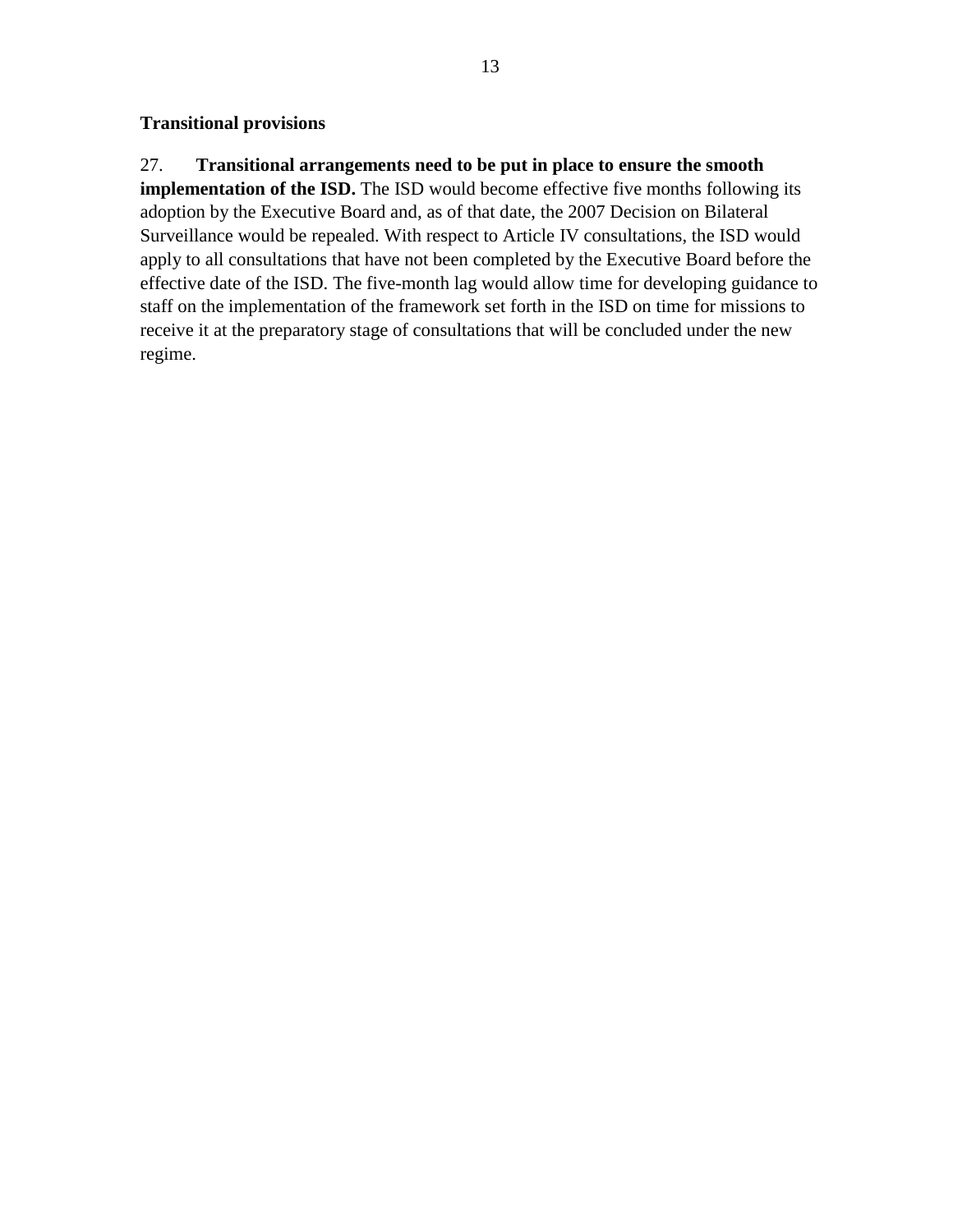### Transitional provisions

27. **Transitional arrangements need to be put in place to ensure the smooth implementation of the ISD.** The ISD would become effective five months following its adoption by the Executive Board and, as of that date, the 2007 Decision on Bilateral Surveillance would be repealed. With respect to Article IV consultations, the ISD would apply to all consultations that have not been completed by the Executive Board before the effective date of the ISD. The five-month lag would allow time for developing guidance to staff on the implementation of the framework set forth in the ISD on time for missions to receive it at the preparatory stage of consultations that will be concluded under the new regime.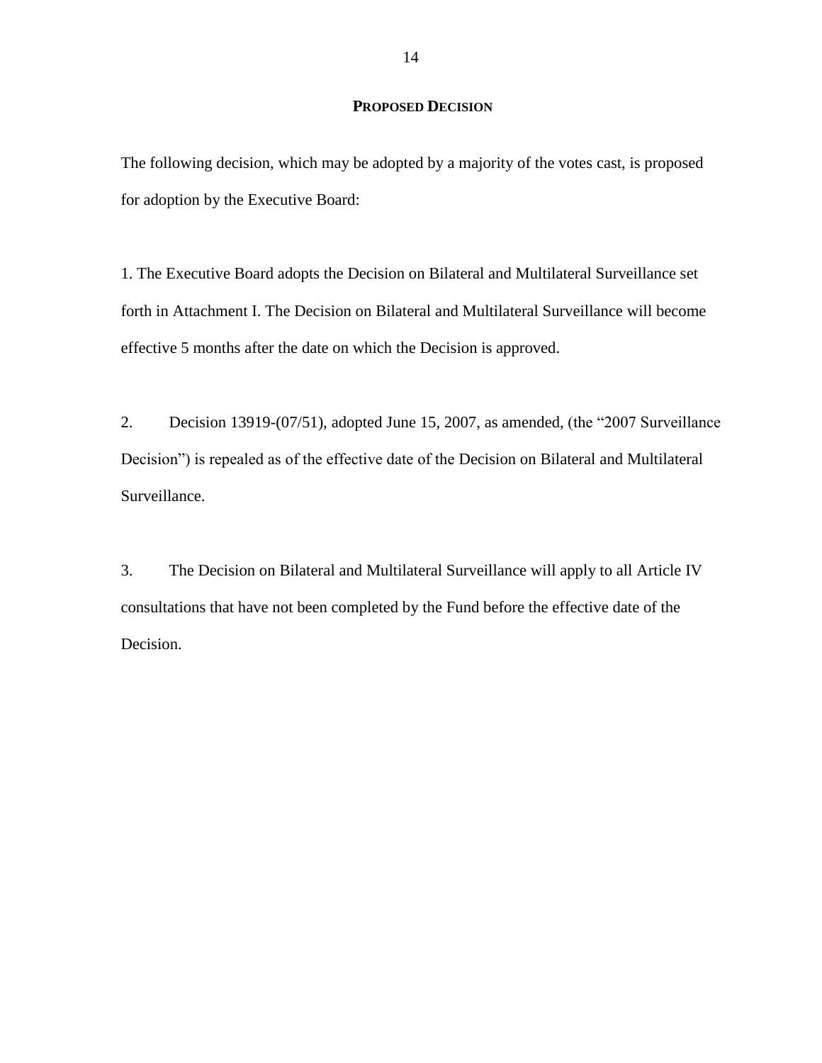## PROPOSED DECISION

The following decision, which may be adopted by a majority of the votes cast, is proposed for adoption by the Executive Board:

1. The Executive Board adopts the Decision on Bilateral and Multilateral Surveillance set forth in Attachment I. The Decision on Bilateral and Multilateral Surveillance will become effective 5 months after the date on which the Decision is approved.

2. Decision 13919-(07/51), adopted June 15, 2007, as amended, (the "2007 Surveillance Decision") is repealed as of the effective date of the Decision on Bilateral and Multilateral Surveillance.

3. The Decision on Bilateral and Multilateral Surveillance will apply to all Article IV consultations that have not been completed by the Fund before the effective date of the Decision.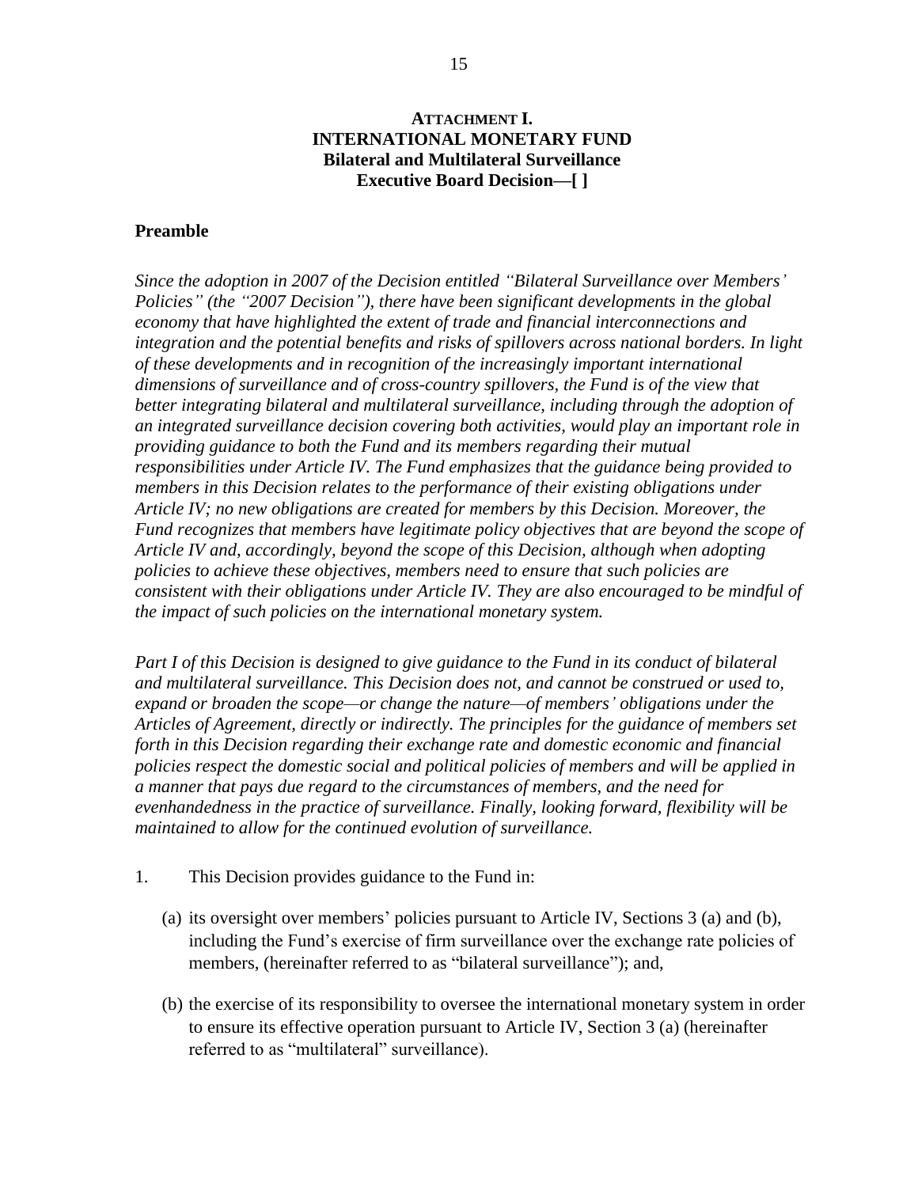## ATTACHMENT I.
## INTERNATIONAL MONETARY FUND
### Bilateral and Multilateral Surveillance
### Executive Board Decision—[ ]

**Preamble**

*Since the adoption in 2007 of the Decision entitled "Bilateral Surveillance over Members' Policies" (the "2007 Decision"), there have been significant developments in the global economy that have highlighted the extent of trade and financial interconnections and integration and the potential benefits and risks of spillovers across national borders. In light of these developments and in recognition of the increasingly important international dimensions of surveillance and of cross-country spillovers, the Fund is of the view that better integrating bilateral and multilateral surveillance, including through the adoption of an integrated surveillance decision covering both activities, would play an important role in providing guidance to both the Fund and its members regarding their mutual responsibilities under Article IV. The Fund emphasizes that the guidance being provided to members in this Decision relates to the performance of their existing obligations under Article IV; no new obligations are created for members by this Decision. Moreover, the Fund recognizes that members have legitimate policy objectives that are beyond the scope of Article IV and, accordingly, beyond the scope of this Decision, although when adopting policies to achieve these objectives, members need to ensure that such policies are consistent with their obligations under Article IV. They are also encouraged to be mindful of the impact of such policies on the international monetary system.*

*Part I of this Decision is designed to give guidance to the Fund in its conduct of bilateral and multilateral surveillance. This Decision does not, and cannot be construed or used to, expand or broaden the scope—or change the nature—of members' obligations under the Articles of Agreement, directly or indirectly. The principles for the guidance of members set forth in this Decision regarding their exchange rate and domestic economic and financial policies respect the domestic social and political policies of members and will be applied in a manner that pays due regard to the circumstances of members, and the need for evenhandedness in the practice of surveillance. Finally, looking forward, flexibility will be maintained to allow for the continued evolution of surveillance.*

1. This Decision provides guidance to the Fund in:

   (a) its oversight over members' policies pursuant to Article IV, Sections 3 (a) and (b), including the Fund's exercise of firm surveillance over the exchange rate policies of members, (hereinafter referred to as "bilateral surveillance"); and,

   (b) the exercise of its responsibility to oversee the international monetary system in order to ensure its effective operation pursuant to Article IV, Section 3 (a) (hereinafter referred to as "multilateral" surveillance).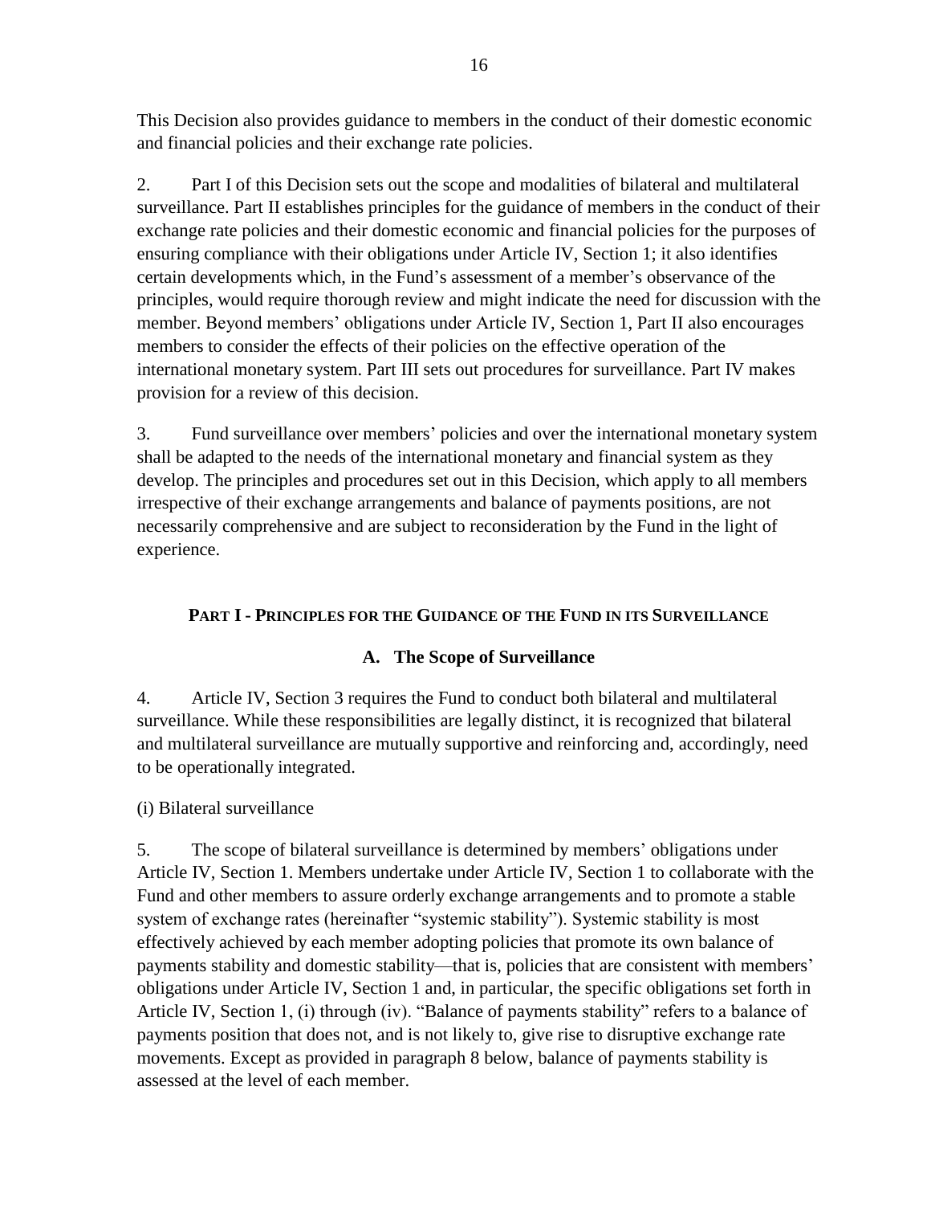This Decision also provides guidance to members in the conduct of their domestic economic and financial policies and their exchange rate policies.

2. Part I of this Decision sets out the scope and modalities of bilateral and multilateral surveillance. Part II establishes principles for the guidance of members in the conduct of their exchange rate policies and their domestic economic and financial policies for the purposes of ensuring compliance with their obligations under Article IV, Section 1; it also identifies certain developments which, in the Fund's assessment of a member's observance of the principles, would require thorough review and might indicate the need for discussion with the member. Beyond members' obligations under Article IV, Section 1, Part II also encourages members to consider the effects of their policies on the effective operation of the international monetary system. Part III sets out procedures for surveillance. Part IV makes provision for a review of this decision.

3. Fund surveillance over members' policies and over the international monetary system shall be adapted to the needs of the international monetary and financial system as they develop. The principles and procedures set out in this Decision, which apply to all members irrespective of their exchange arrangements and balance of payments positions, are not necessarily comprehensive and are subject to reconsideration by the Fund in the light of experience.

## PART I - PRINCIPLES FOR THE GUIDANCE OF THE FUND IN ITS SURVEILLANCE

### A. The Scope of Surveillance

4. Article IV, Section 3 requires the Fund to conduct both bilateral and multilateral surveillance. While these responsibilities are legally distinct, it is recognized that bilateral and multilateral surveillance are mutually supportive and reinforcing and, accordingly, need to be operationally integrated.

(i) Bilateral surveillance

5. The scope of bilateral surveillance is determined by members' obligations under Article IV, Section 1. Members undertake under Article IV, Section 1 to collaborate with the Fund and other members to assure orderly exchange arrangements and to promote a stable system of exchange rates (hereinafter "systemic stability"). Systemic stability is most effectively achieved by each member adopting policies that promote its own balance of payments stability and domestic stability—that is, policies that are consistent with members' obligations under Article IV, Section 1 and, in particular, the specific obligations set forth in Article IV, Section 1, (i) through (iv). "Balance of payments stability" refers to a balance of payments position that does not, and is not likely to, give rise to disruptive exchange rate movements. Except as provided in paragraph 8 below, balance of payments stability is assessed at the level of each member.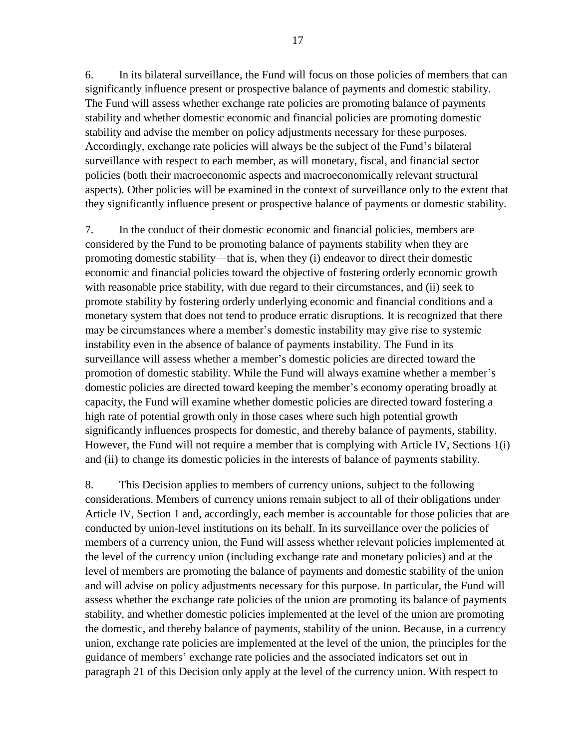6. In its bilateral surveillance, the Fund will focus on those policies of members that can significantly influence present or prospective balance of payments and domestic stability. The Fund will assess whether exchange rate policies are promoting balance of payments stability and whether domestic economic and financial policies are promoting domestic stability and advise the member on policy adjustments necessary for these purposes. Accordingly, exchange rate policies will always be the subject of the Fund's bilateral surveillance with respect to each member, as will monetary, fiscal, and financial sector policies (both their macroeconomic aspects and macroeconomically relevant structural aspects). Other policies will be examined in the context of surveillance only to the extent that they significantly influence present or prospective balance of payments or domestic stability.

7. In the conduct of their domestic economic and financial policies, members are considered by the Fund to be promoting balance of payments stability when they are promoting domestic stability—that is, when they (i) endeavor to direct their domestic economic and financial policies toward the objective of fostering orderly economic growth with reasonable price stability, with due regard to their circumstances, and (ii) seek to promote stability by fostering orderly underlying economic and financial conditions and a monetary system that does not tend to produce erratic disruptions. It is recognized that there may be circumstances where a member's domestic instability may give rise to systemic instability even in the absence of balance of payments instability. The Fund in its surveillance will assess whether a member's domestic policies are directed toward the promotion of domestic stability. While the Fund will always examine whether a member's domestic policies are directed toward keeping the member's economy operating broadly at capacity, the Fund will examine whether domestic policies are directed toward fostering a high rate of potential growth only in those cases where such high potential growth significantly influences prospects for domestic, and thereby balance of payments, stability. However, the Fund will not require a member that is complying with Article IV, Sections 1(i) and (ii) to change its domestic policies in the interests of balance of payments stability.

8. This Decision applies to members of currency unions, subject to the following considerations. Members of currency unions remain subject to all of their obligations under Article IV, Section 1 and, accordingly, each member is accountable for those policies that are conducted by union-level institutions on its behalf. In its surveillance over the policies of members of a currency union, the Fund will assess whether relevant policies implemented at the level of the currency union (including exchange rate and monetary policies) and at the level of members are promoting the balance of payments and domestic stability of the union and will advise on policy adjustments necessary for this purpose. In particular, the Fund will assess whether the exchange rate policies of the union are promoting its balance of payments stability, and whether domestic policies implemented at the level of the union are promoting the domestic, and thereby balance of payments, stability of the union. Because, in a currency union, exchange rate policies are implemented at the level of the union, the principles for the guidance of members' exchange rate policies and the associated indicators set out in paragraph 21 of this Decision only apply at the level of the currency union. With respect to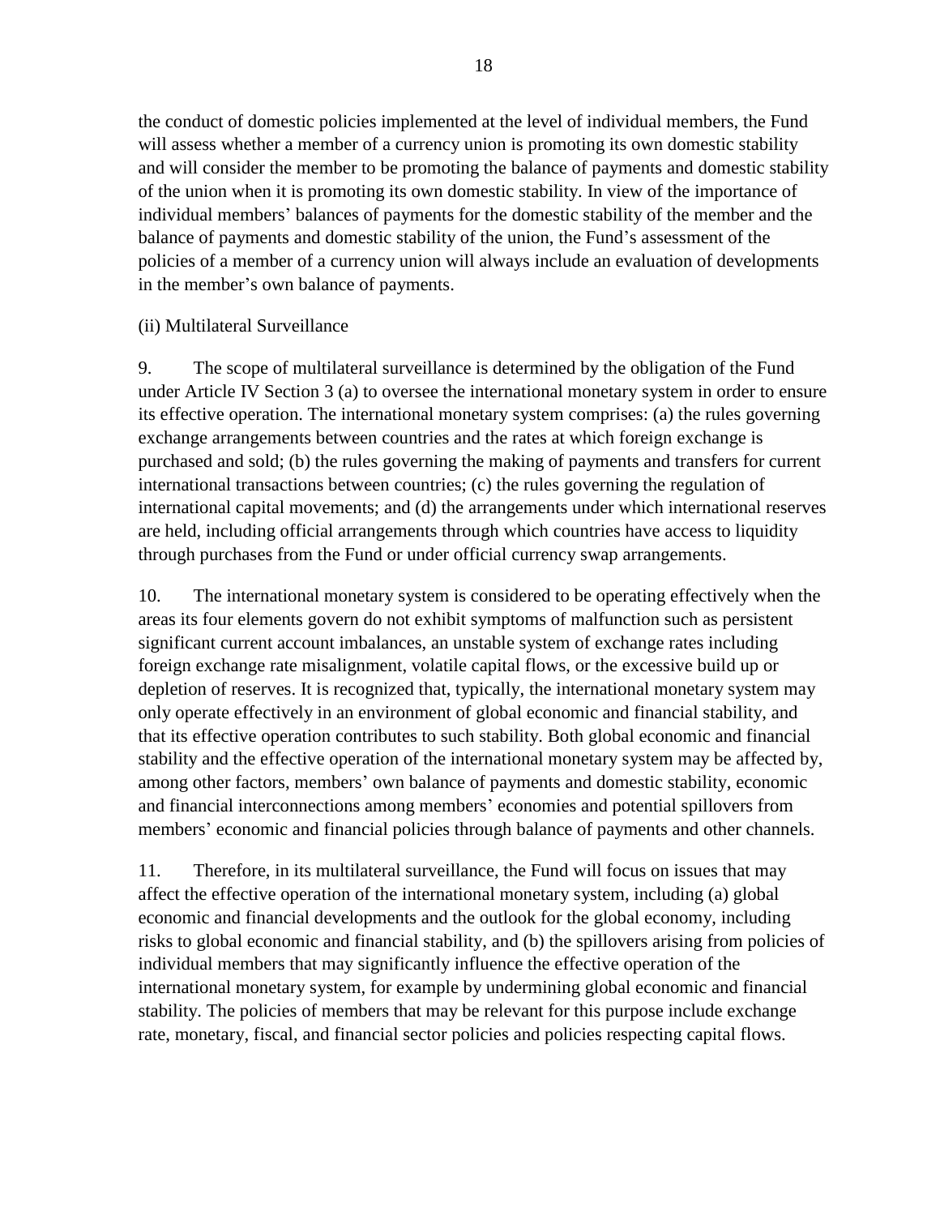the conduct of domestic policies implemented at the level of individual members, the Fund will assess whether a member of a currency union is promoting its own domestic stability and will consider the member to be promoting the balance of payments and domestic stability of the union when it is promoting its own domestic stability. In view of the importance of individual members' balances of payments for the domestic stability of the member and the balance of payments and domestic stability of the union, the Fund's assessment of the policies of a member of a currency union will always include an evaluation of developments in the member's own balance of payments.

(ii) Multilateral Surveillance

9. The scope of multilateral surveillance is determined by the obligation of the Fund under Article IV Section 3 (a) to oversee the international monetary system in order to ensure its effective operation. The international monetary system comprises: (a) the rules governing exchange arrangements between countries and the rates at which foreign exchange is purchased and sold; (b) the rules governing the making of payments and transfers for current international transactions between countries; (c) the rules governing the regulation of international capital movements; and (d) the arrangements under which international reserves are held, including official arrangements through which countries have access to liquidity through purchases from the Fund or under official currency swap arrangements.

10. The international monetary system is considered to be operating effectively when the areas its four elements govern do not exhibit symptoms of malfunction such as persistent significant current account imbalances, an unstable system of exchange rates including foreign exchange rate misalignment, volatile capital flows, or the excessive build up or depletion of reserves. It is recognized that, typically, the international monetary system may only operate effectively in an environment of global economic and financial stability, and that its effective operation contributes to such stability. Both global economic and financial stability and the effective operation of the international monetary system may be affected by, among other factors, members' own balance of payments and domestic stability, economic and financial interconnections among members' economies and potential spillovers from members' economic and financial policies through balance of payments and other channels.

11. Therefore, in its multilateral surveillance, the Fund will focus on issues that may affect the effective operation of the international monetary system, including (a) global economic and financial developments and the outlook for the global economy, including risks to global economic and financial stability, and (b) the spillovers arising from policies of individual members that may significantly influence the effective operation of the international monetary system, for example by undermining global economic and financial stability. The policies of members that may be relevant for this purpose include exchange rate, monetary, fiscal, and financial sector policies and policies respecting capital flows.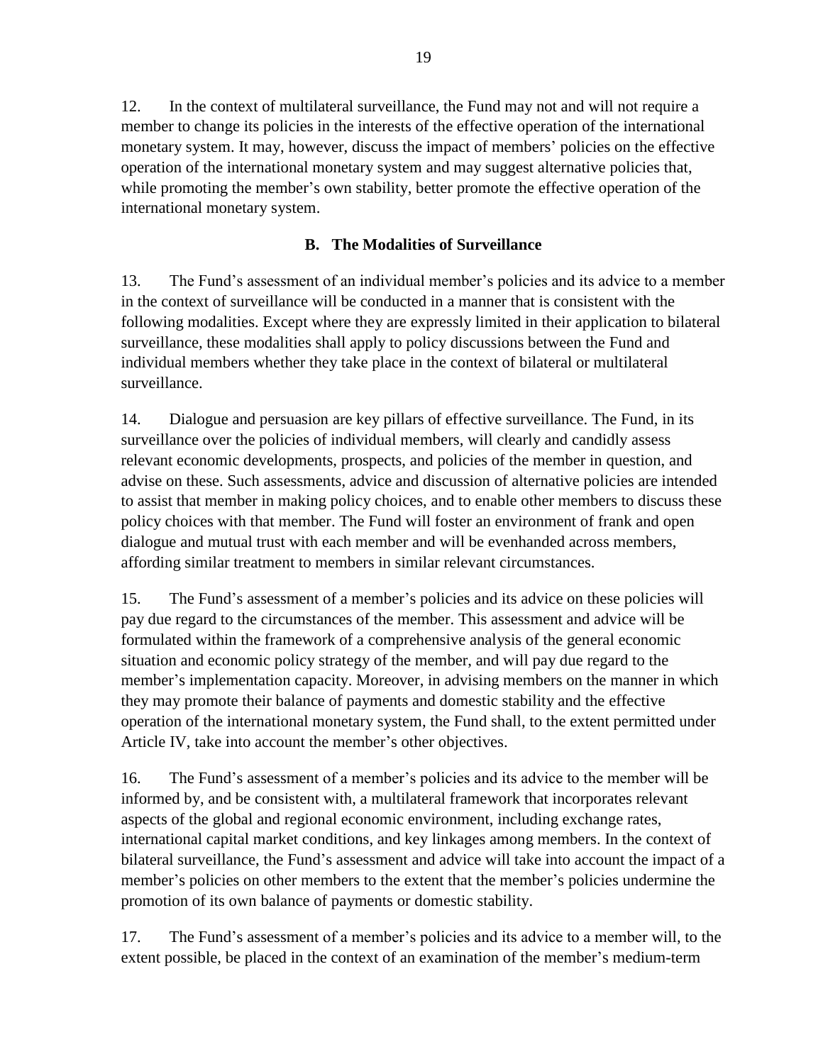12. In the context of multilateral surveillance, the Fund may not and will not require a member to change its policies in the interests of the effective operation of the international monetary system. It may, however, discuss the impact of members' policies on the effective operation of the international monetary system and may suggest alternative policies that, while promoting the member's own stability, better promote the effective operation of the international monetary system.

### B. The Modalities of Surveillance

13. The Fund's assessment of an individual member's policies and its advice to a member in the context of surveillance will be conducted in a manner that is consistent with the following modalities. Except where they are expressly limited in their application to bilateral surveillance, these modalities shall apply to policy discussions between the Fund and individual members whether they take place in the context of bilateral or multilateral surveillance.

14. Dialogue and persuasion are key pillars of effective surveillance. The Fund, in its surveillance over the policies of individual members, will clearly and candidly assess relevant economic developments, prospects, and policies of the member in question, and advise on these. Such assessments, advice and discussion of alternative policies are intended to assist that member in making policy choices, and to enable other members to discuss these policy choices with that member. The Fund will foster an environment of frank and open dialogue and mutual trust with each member and will be evenhanded across members, affording similar treatment to members in similar relevant circumstances.

15. The Fund's assessment of a member's policies and its advice on these policies will pay due regard to the circumstances of the member. This assessment and advice will be formulated within the framework of a comprehensive analysis of the general economic situation and economic policy strategy of the member, and will pay due regard to the member's implementation capacity. Moreover, in advising members on the manner in which they may promote their balance of payments and domestic stability and the effective operation of the international monetary system, the Fund shall, to the extent permitted under Article IV, take into account the member's other objectives.

16. The Fund's assessment of a member's policies and its advice to the member will be informed by, and be consistent with, a multilateral framework that incorporates relevant aspects of the global and regional economic environment, including exchange rates, international capital market conditions, and key linkages among members. In the context of bilateral surveillance, the Fund's assessment and advice will take into account the impact of a member's policies on other members to the extent that the member's policies undermine the promotion of its own balance of payments or domestic stability.

17. The Fund's assessment of a member's policies and its advice to a member will, to the extent possible, be placed in the context of an examination of the member's medium-term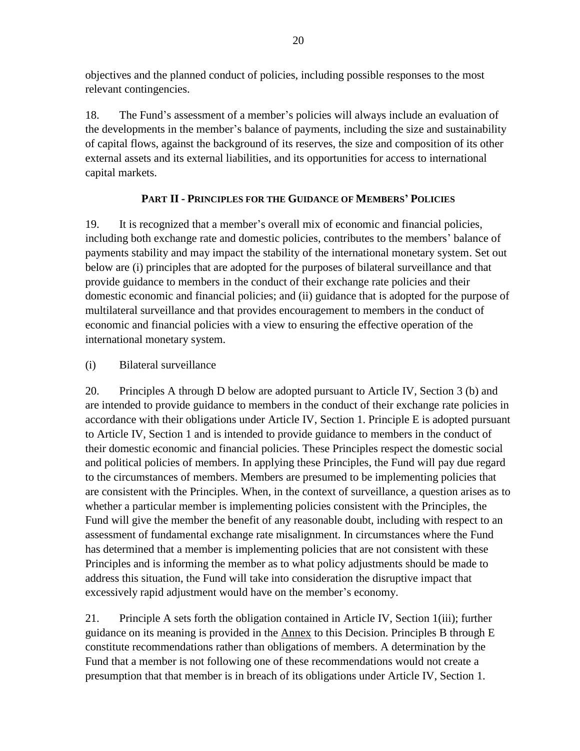objectives and the planned conduct of policies, including possible responses to the most relevant contingencies.

18. The Fund's assessment of a member's policies will always include an evaluation of the developments in the member's balance of payments, including the size and sustainability of capital flows, against the background of its reserves, the size and composition of its other external assets and its external liabilities, and its opportunities for access to international capital markets.

## PART II - PRINCIPLES FOR THE GUIDANCE OF MEMBERS' POLICIES

19. It is recognized that a member's overall mix of economic and financial policies, including both exchange rate and domestic policies, contributes to the members' balance of payments stability and may impact the stability of the international monetary system. Set out below are (i) principles that are adopted for the purposes of bilateral surveillance and that provide guidance to members in the conduct of their exchange rate policies and their domestic economic and financial policies; and (ii) guidance that is adopted for the purpose of multilateral surveillance and that provides encouragement to members in the conduct of economic and financial policies with a view to ensuring the effective operation of the international monetary system.

(i) Bilateral surveillance

20. Principles A through D below are adopted pursuant to Article IV, Section 3 (b) and are intended to provide guidance to members in the conduct of their exchange rate policies in accordance with their obligations under Article IV, Section 1. Principle E is adopted pursuant to Article IV, Section 1 and is intended to provide guidance to members in the conduct of their domestic economic and financial policies. These Principles respect the domestic social and political policies of members. In applying these Principles, the Fund will pay due regard to the circumstances of members. Members are presumed to be implementing policies that are consistent with the Principles. When, in the context of surveillance, a question arises as to whether a particular member is implementing policies consistent with the Principles, the Fund will give the member the benefit of any reasonable doubt, including with respect to an assessment of fundamental exchange rate misalignment. In circumstances where the Fund has determined that a member is implementing policies that are not consistent with these Principles and is informing the member as to what policy adjustments should be made to address this situation, the Fund will take into consideration the disruptive impact that excessively rapid adjustment would have on the member's economy.

21. Principle A sets forth the obligation contained in Article IV, Section 1(iii); further guidance on its meaning is provided in the Annex to this Decision. Principles B through E constitute recommendations rather than obligations of members. A determination by the Fund that a member is not following one of these recommendations would not create a presumption that that member is in breach of its obligations under Article IV, Section 1.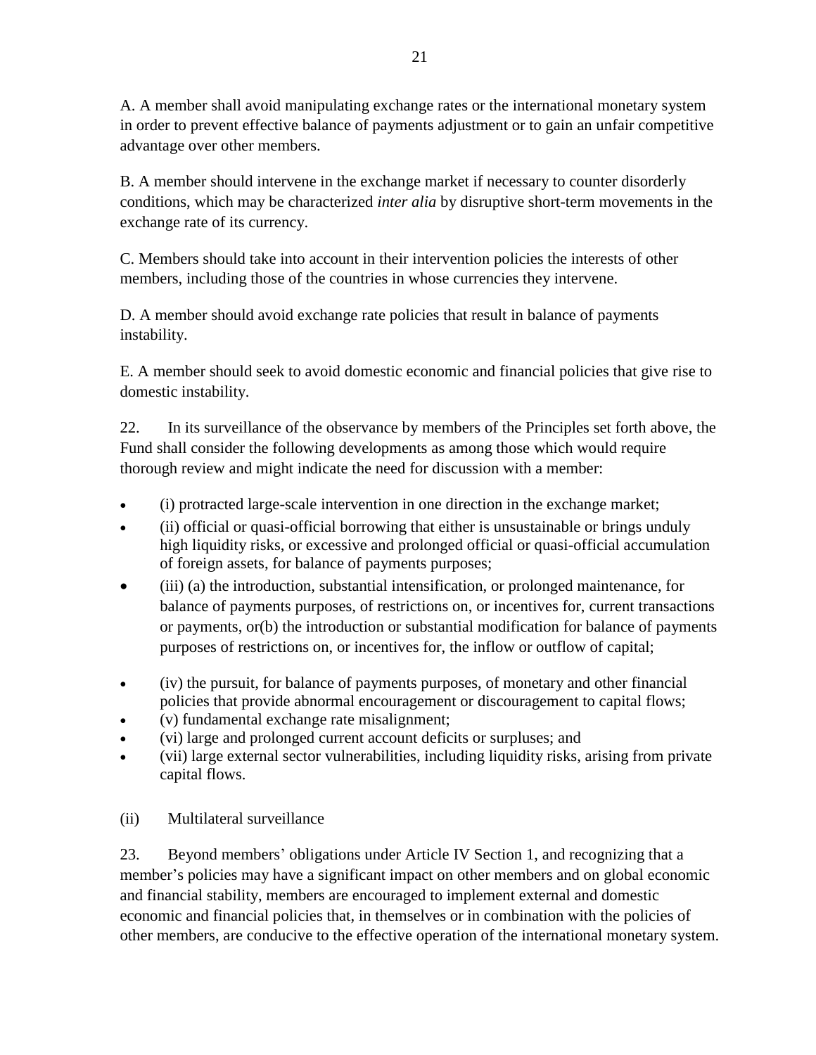A. A member shall avoid manipulating exchange rates or the international monetary system in order to prevent effective balance of payments adjustment or to gain an unfair competitive advantage over other members.

B. A member should intervene in the exchange market if necessary to counter disorderly conditions, which may be characterized *inter alia* by disruptive short-term movements in the exchange rate of its currency.

C. Members should take into account in their intervention policies the interests of other members, including those of the countries in whose currencies they intervene.

D. A member should avoid exchange rate policies that result in balance of payments instability.

E. A member should seek to avoid domestic economic and financial policies that give rise to domestic instability.

22. In its surveillance of the observance by members of the Principles set forth above, the Fund shall consider the following developments as among those which would require thorough review and might indicate the need for discussion with a member:

- (i) protracted large-scale intervention in one direction in the exchange market;
- (ii) official or quasi-official borrowing that either is unsustainable or brings unduly high liquidity risks, or excessive and prolonged official or quasi-official accumulation of foreign assets, for balance of payments purposes;
- (iii) (a) the introduction, substantial intensification, or prolonged maintenance, for balance of payments purposes, of restrictions on, or incentives for, current transactions or payments, or(b) the introduction or substantial modification for balance of payments purposes of restrictions on, or incentives for, the inflow or outflow of capital;
- (iv) the pursuit, for balance of payments purposes, of monetary and other financial policies that provide abnormal encouragement or discouragement to capital flows;
- (v) fundamental exchange rate misalignment;
- (vi) large and prolonged current account deficits or surpluses; and
- (vii) large external sector vulnerabilities, including liquidity risks, arising from private capital flows.

(ii) Multilateral surveillance

23. Beyond members' obligations under Article IV Section 1, and recognizing that a member's policies may have a significant impact on other members and on global economic and financial stability, members are encouraged to implement external and domestic economic and financial policies that, in themselves or in combination with the policies of other members, are conducive to the effective operation of the international monetary system.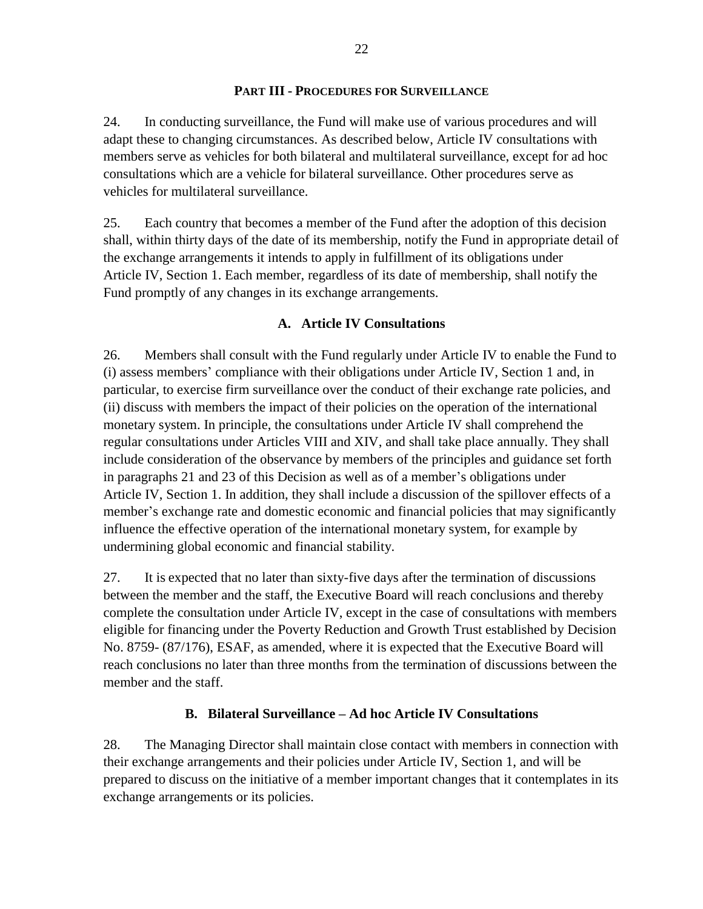## PART III - PROCEDURES FOR SURVEILLANCE

24. In conducting surveillance, the Fund will make use of various procedures and will adapt these to changing circumstances. As described below, Article IV consultations with members serve as vehicles for both bilateral and multilateral surveillance, except for ad hoc consultations which are a vehicle for bilateral surveillance. Other procedures serve as vehicles for multilateral surveillance.

25. Each country that becomes a member of the Fund after the adoption of this decision shall, within thirty days of the date of its membership, notify the Fund in appropriate detail of the exchange arrangements it intends to apply in fulfillment of its obligations under Article IV, Section 1. Each member, regardless of its date of membership, shall notify the Fund promptly of any changes in its exchange arrangements.

### A. Article IV Consultations

26. Members shall consult with the Fund regularly under Article IV to enable the Fund to (i) assess members' compliance with their obligations under Article IV, Section 1 and, in particular, to exercise firm surveillance over the conduct of their exchange rate policies, and (ii) discuss with members the impact of their policies on the operation of the international monetary system. In principle, the consultations under Article IV shall comprehend the regular consultations under Articles VIII and XIV, and shall take place annually. They shall include consideration of the observance by members of the principles and guidance set forth in paragraphs 21 and 23 of this Decision as well as of a member's obligations under Article IV, Section 1. In addition, they shall include a discussion of the spillover effects of a member's exchange rate and domestic economic and financial policies that may significantly influence the effective operation of the international monetary system, for example by undermining global economic and financial stability.

27. It is expected that no later than sixty-five days after the termination of discussions between the member and the staff, the Executive Board will reach conclusions and thereby complete the consultation under Article IV, except in the case of consultations with members eligible for financing under the Poverty Reduction and Growth Trust established by Decision No. 8759- (87/176), ESAF, as amended, where it is expected that the Executive Board will reach conclusions no later than three months from the termination of discussions between the member and the staff.

### B. Bilateral Surveillance – Ad hoc Article IV Consultations

28. The Managing Director shall maintain close contact with members in connection with their exchange arrangements and their policies under Article IV, Section 1, and will be prepared to discuss on the initiative of a member important changes that it contemplates in its exchange arrangements or its policies.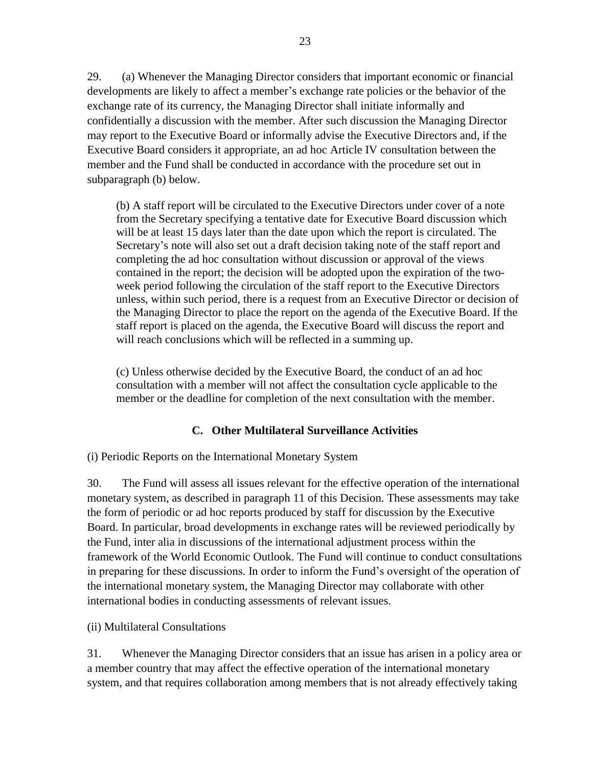29. (a) Whenever the Managing Director considers that important economic or financial developments are likely to affect a member's exchange rate policies or the behavior of the exchange rate of its currency, the Managing Director shall initiate informally and confidentially a discussion with the member. After such discussion the Managing Director may report to the Executive Board or informally advise the Executive Directors and, if the Executive Board considers it appropriate, an ad hoc Article IV consultation between the member and the Fund shall be conducted in accordance with the procedure set out in subparagraph (b) below.

(b) A staff report will be circulated to the Executive Directors under cover of a note from the Secretary specifying a tentative date for Executive Board discussion which will be at least 15 days later than the date upon which the report is circulated. The Secretary's note will also set out a draft decision taking note of the staff report and completing the ad hoc consultation without discussion or approval of the views contained in the report; the decision will be adopted upon the expiration of the two-week period following the circulation of the staff report to the Executive Directors unless, within such period, there is a request from an Executive Director or decision of the Managing Director to place the report on the agenda of the Executive Board. If the staff report is placed on the agenda, the Executive Board will discuss the report and will reach conclusions which will be reflected in a summing up.

(c) Unless otherwise decided by the Executive Board, the conduct of an ad hoc consultation with a member will not affect the consultation cycle applicable to the member or the deadline for completion of the next consultation with the member.

### C. Other Multilateral Surveillance Activities

(i) Periodic Reports on the International Monetary System

30. The Fund will assess all issues relevant for the effective operation of the international monetary system, as described in paragraph 11 of this Decision. These assessments may take the form of periodic or ad hoc reports produced by staff for discussion by the Executive Board. In particular, broad developments in exchange rates will be reviewed periodically by the Fund, inter alia in discussions of the international adjustment process within the framework of the World Economic Outlook. The Fund will continue to conduct consultations in preparing for these discussions. In order to inform the Fund's oversight of the operation of the international monetary system, the Managing Director may collaborate with other international bodies in conducting assessments of relevant issues.

(ii) Multilateral Consultations

31. Whenever the Managing Director considers that an issue has arisen in a policy area or a member country that may affect the effective operation of the international monetary system, and that requires collaboration among members that is not already effectively taking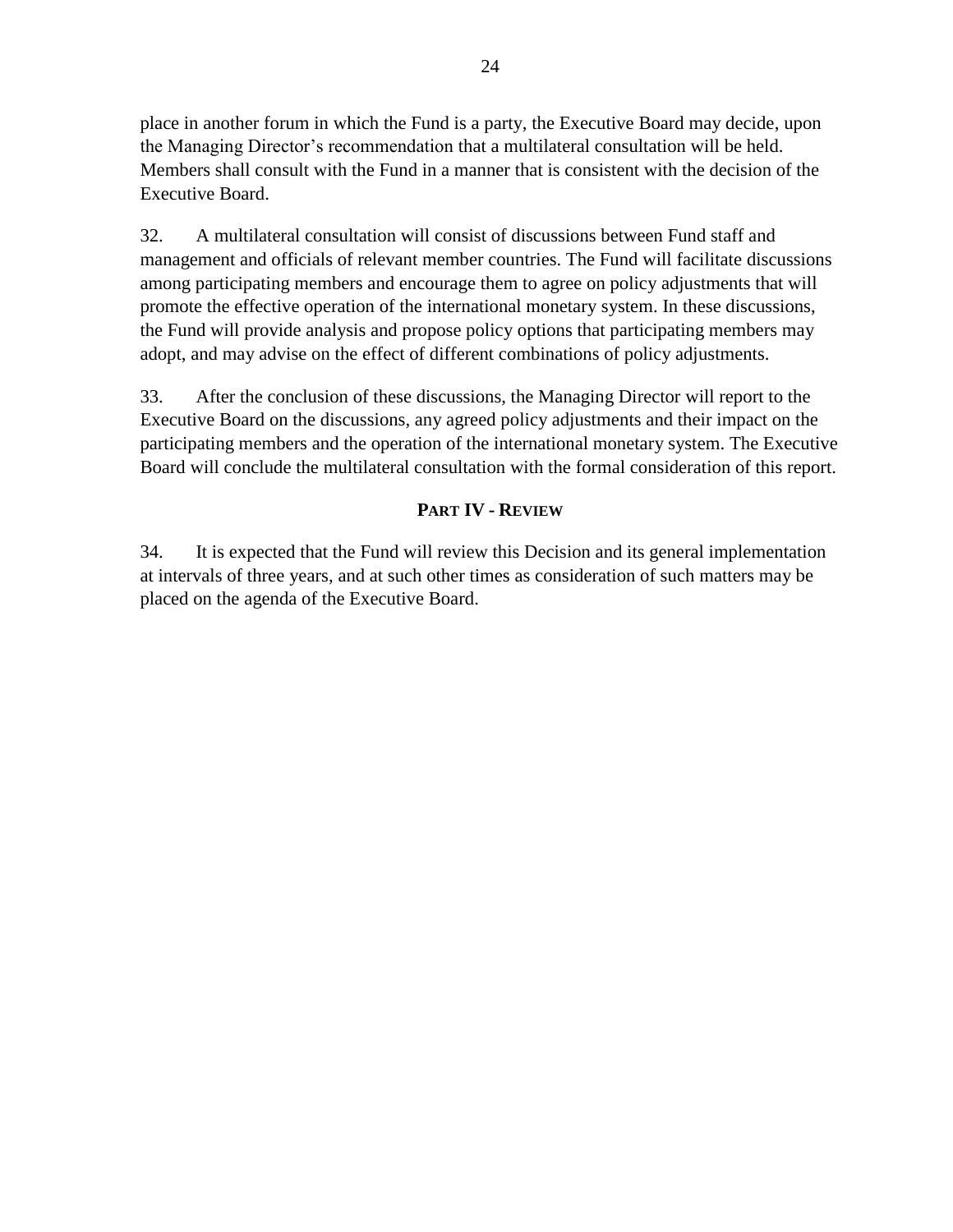place in another forum in which the Fund is a party, the Executive Board may decide, upon the Managing Director's recommendation that a multilateral consultation will be held. Members shall consult with the Fund in a manner that is consistent with the decision of the Executive Board.

32. A multilateral consultation will consist of discussions between Fund staff and management and officials of relevant member countries. The Fund will facilitate discussions among participating members and encourage them to agree on policy adjustments that will promote the effective operation of the international monetary system. In these discussions, the Fund will provide analysis and propose policy options that participating members may adopt, and may advise on the effect of different combinations of policy adjustments.

33. After the conclusion of these discussions, the Managing Director will report to the Executive Board on the discussions, any agreed policy adjustments and their impact on the participating members and the operation of the international monetary system. The Executive Board will conclude the multilateral consultation with the formal consideration of this report.

## PART IV - REVIEW

34. It is expected that the Fund will review this Decision and its general implementation at intervals of three years, and at such other times as consideration of such matters may be placed on the agenda of the Executive Board.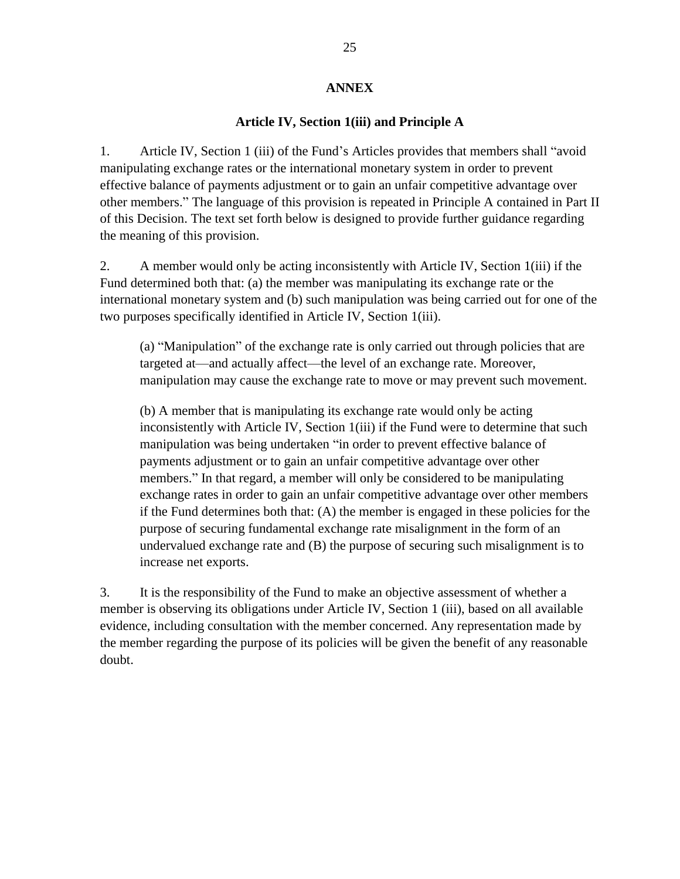## ANNEX

### Article IV, Section 1(iii) and Principle A

1. Article IV, Section 1 (iii) of the Fund's Articles provides that members shall "avoid manipulating exchange rates or the international monetary system in order to prevent effective balance of payments adjustment or to gain an unfair competitive advantage over other members." The language of this provision is repeated in Principle A contained in Part II of this Decision. The text set forth below is designed to provide further guidance regarding the meaning of this provision.

2. A member would only be acting inconsistently with Article IV, Section 1(iii) if the Fund determined both that: (a) the member was manipulating its exchange rate or the international monetary system and (b) such manipulation was being carried out for one of the two purposes specifically identified in Article IV, Section 1(iii).

> (a) "Manipulation" of the exchange rate is only carried out through policies that are targeted at—and actually affect—the level of an exchange rate. Moreover, manipulation may cause the exchange rate to move or may prevent such movement.
>
> (b) A member that is manipulating its exchange rate would only be acting inconsistently with Article IV, Section 1(iii) if the Fund were to determine that such manipulation was being undertaken "in order to prevent effective balance of payments adjustment or to gain an unfair competitive advantage over other members." In that regard, a member will only be considered to be manipulating exchange rates in order to gain an unfair competitive advantage over other members if the Fund determines both that: (A) the member is engaged in these policies for the purpose of securing fundamental exchange rate misalignment in the form of an undervalued exchange rate and (B) the purpose of securing such misalignment is to increase net exports.

3. It is the responsibility of the Fund to make an objective assessment of whether a member is observing its obligations under Article IV, Section 1 (iii), based on all available evidence, including consultation with the member concerned. Any representation made by the member regarding the purpose of its policies will be given the benefit of any reasonable doubt.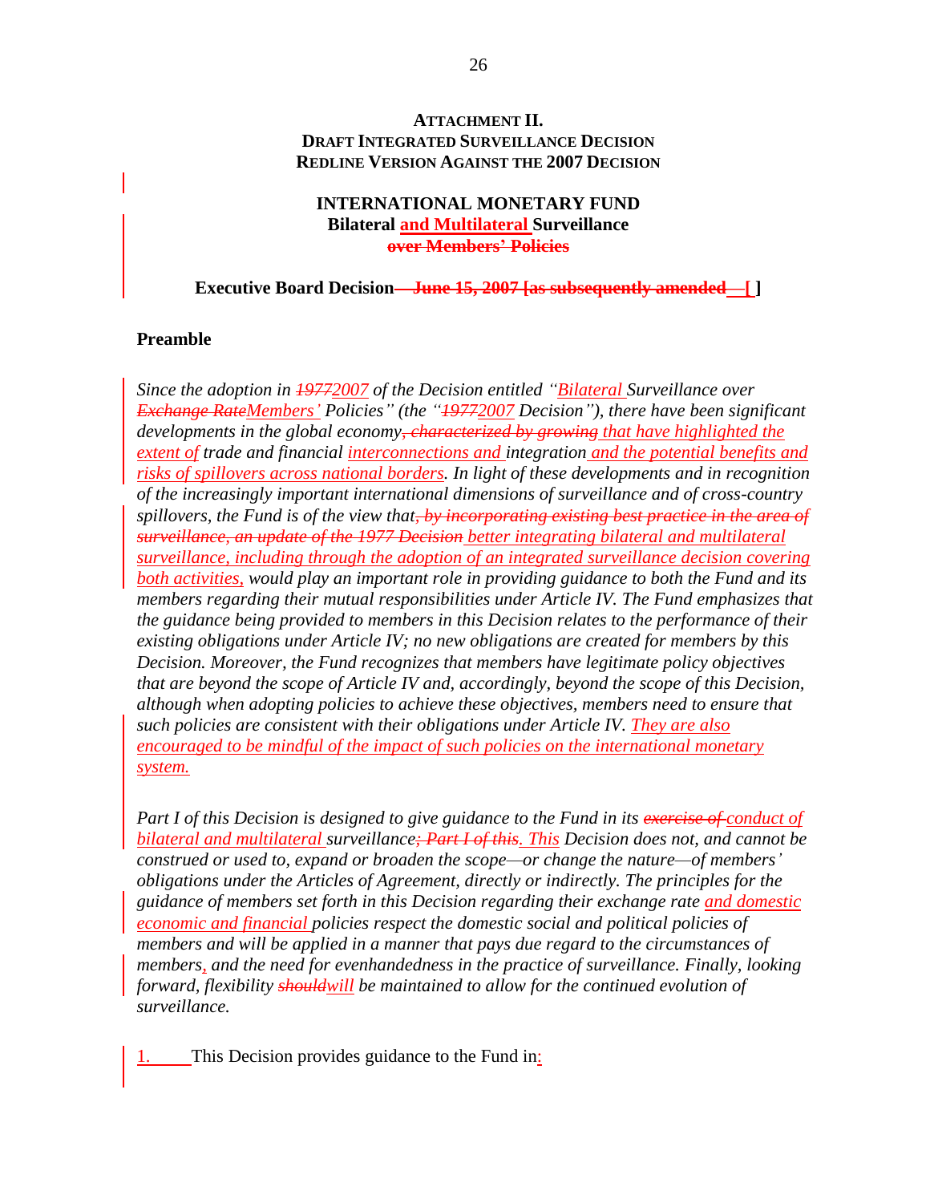**ATTACHMENT II.**
**DRAFT INTEGRATED SURVEILLANCE DECISION**
**REDLINE VERSION AGAINST THE 2007 DECISION**

**INTERNATIONAL MONETARY FUND**
**Bilateral and Multilateral Surveillance**
**~~over Members' Policies~~**

**Executive Board Decision ~~— June 15, 2007 [as subsequently amended~~ — [ ]**

### Preamble

*Since the adoption in ~~1977~~2007 of the Decision entitled "Bilateral Surveillance over ~~Exchange Rate~~Members' Policies" (the "~~1977~~2007 Decision"), there have been significant developments in the global economy~~, characterized by growing~~ that have highlighted the extent of trade and financial interconnections and integration and the potential benefits and risks of spillovers across national borders. In light of these developments and in recognition of the increasingly important international dimensions of surveillance and of cross-country spillovers, the Fund is of the view that~~, by incorporating existing best practice in the area of surveillance, an update of the 1977 Decision~~ better integrating bilateral and multilateral surveillance, including through the adoption of an integrated surveillance decision covering both activities, would play an important role in providing guidance to both the Fund and its members regarding their mutual responsibilities under Article IV. The Fund emphasizes that the guidance being provided to members in this Decision relates to the performance of their existing obligations under Article IV; no new obligations are created for members by this Decision. Moreover, the Fund recognizes that members have legitimate policy objectives that are beyond the scope of Article IV and, accordingly, beyond the scope of this Decision, although when adopting policies to achieve these objectives, members need to ensure that such policies are consistent with their obligations under Article IV. They are also encouraged to be mindful of the impact of such policies on the international monetary system.*

*Part I of this Decision is designed to give guidance to the Fund in its ~~exercise of~~ conduct of bilateral and multilateral surveillance~~; Part I of this~~. This Decision does not, and cannot be construed or used to, expand or broaden the scope—or change the nature—of members' obligations under the Articles of Agreement, directly or indirectly. The principles for the guidance of members set forth in this Decision regarding their exchange rate and domestic economic and financial policies respect the domestic social and political policies of members and will be applied in a manner that pays due regard to the circumstances of members, and the need for evenhandedness in the practice of surveillance. Finally, looking forward, flexibility ~~should~~will be maintained to allow for the continued evolution of surveillance.*

1. This Decision provides guidance to the Fund in: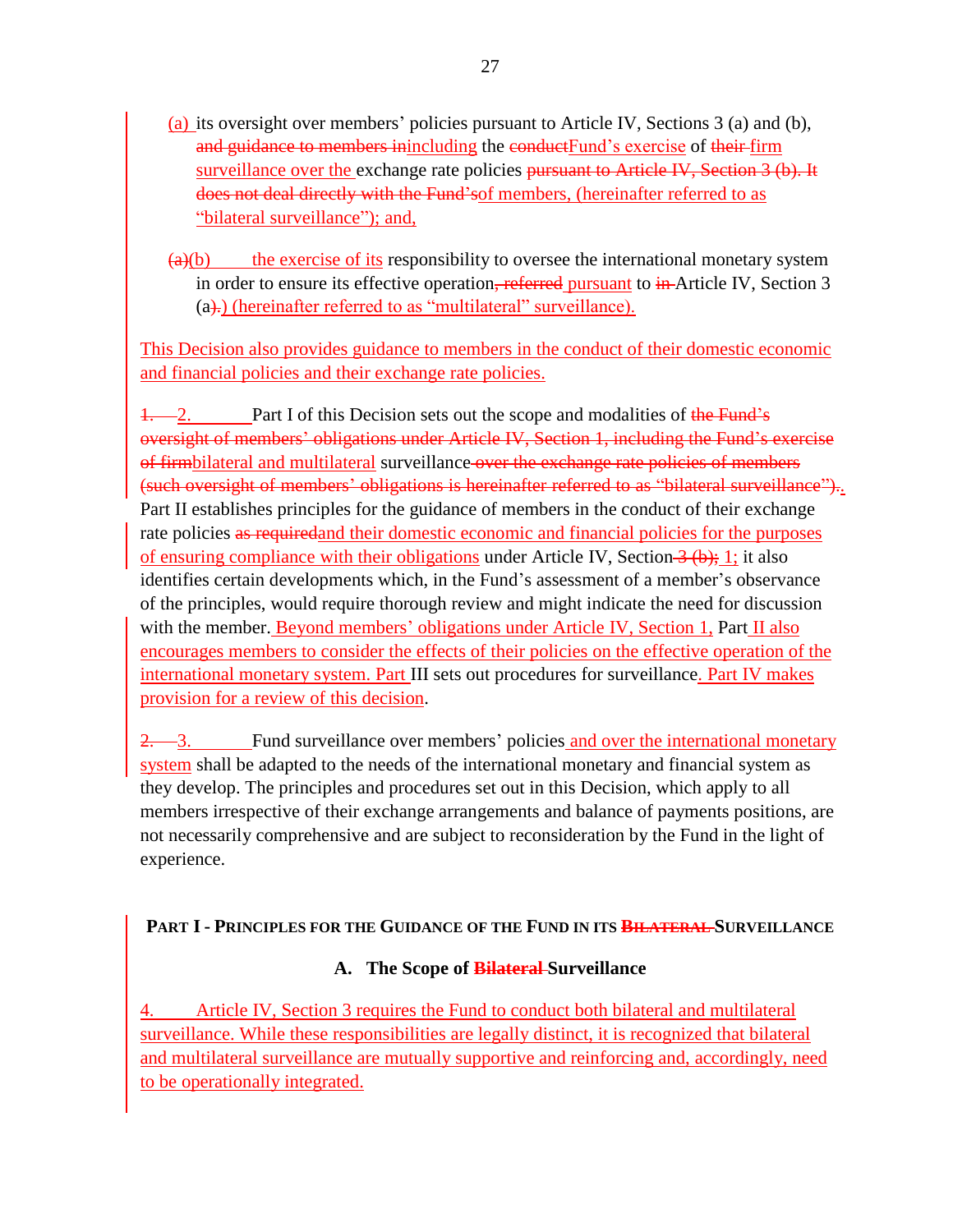(a) its oversight over members' policies pursuant to Article IV, Sections 3 (a) and (b), ~~and guidance to members in~~including the ~~conduct~~Fund's exercise of ~~their~~ firm surveillance over the exchange rate policies ~~pursuant to Article IV, Section 3 (b). It does not deal directly with the Fund's~~of members, (hereinafter referred to as "bilateral surveillance"); and,

~~(a)~~(b) the exercise of its responsibility to oversee the international monetary system in order to ensure its effective operation~~, referred~~ pursuant to ~~in~~ Article IV, Section 3 (a~~).~~) (hereinafter referred to as "multilateral" surveillance).

This Decision also provides guidance to members in the conduct of their domestic economic and financial policies and their exchange rate policies.

~~1.~~ 2. Part I of this Decision sets out the scope and modalities of ~~the Fund's oversight of members' obligations under Article IV, Section 1, including the Fund's exercise of firm~~bilateral and multilateral surveillance ~~over the exchange rate policies of members (such oversight of members' obligations is hereinafter referred to as "bilateral surveillance").~~. Part II establishes principles for the guidance of members in the conduct of their exchange rate policies ~~as required~~and their domestic economic and financial policies for the purposes of ensuring compliance with their obligations under Article IV, Section ~~3 (b);~~ 1; it also identifies certain developments which, in the Fund's assessment of a member's observance of the principles, would require thorough review and might indicate the need for discussion with the member. Beyond members' obligations under Article IV, Section 1, Part II also encourages members to consider the effects of their policies on the effective operation of the international monetary system. Part III sets out procedures for surveillance. Part IV makes provision for a review of this decision.

~~2.~~ 3. Fund surveillance over members' policies and over the international monetary system shall be adapted to the needs of the international monetary and financial system as they develop. The principles and procedures set out in this Decision, which apply to all members irrespective of their exchange arrangements and balance of payments positions, are not necessarily comprehensive and are subject to reconsideration by the Fund in the light of experience.

## PART I - PRINCIPLES FOR THE GUIDANCE OF THE FUND IN ITS ~~BILATERAL~~ SURVEILLANCE

### A. The Scope of ~~Bilateral~~ Surveillance

4. Article IV, Section 3 requires the Fund to conduct both bilateral and multilateral surveillance. While these responsibilities are legally distinct, it is recognized that bilateral and multilateral surveillance are mutually supportive and reinforcing and, accordingly, need to be operationally integrated.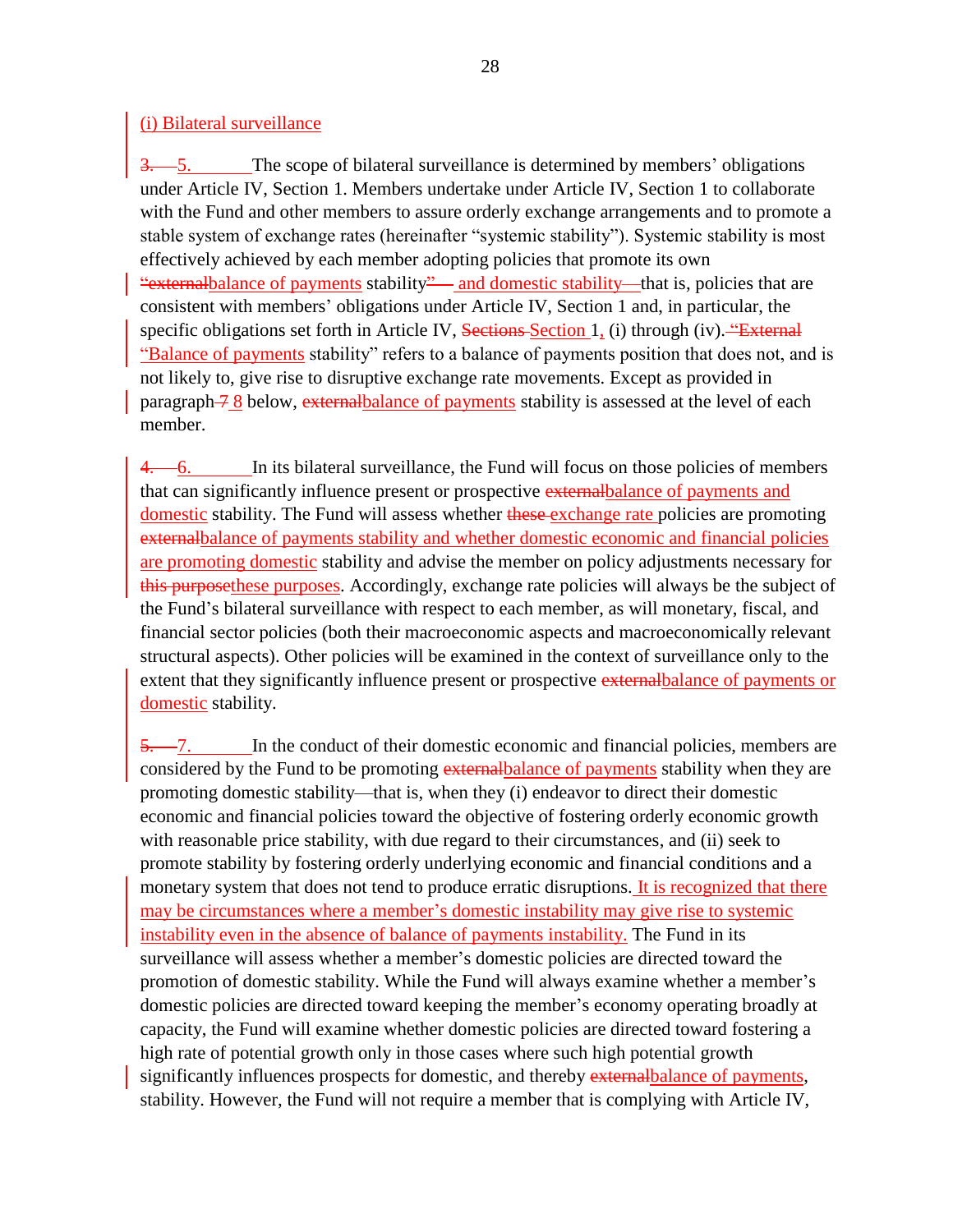(i) Bilateral surveillance

~~3.~~ 5. The scope of bilateral surveillance is determined by members' obligations under Article IV, Section 1. Members undertake under Article IV, Section 1 to collaborate with the Fund and other members to assure orderly exchange arrangements and to promote a stable system of exchange rates (hereinafter "systemic stability"). Systemic stability is most effectively achieved by each member adopting policies that promote its own ~~"external~~balance of payments stability~~"—~~ and domestic stability—that is, policies that are consistent with members' obligations under Article IV, Section 1 and, in particular, the specific obligations set forth in Article IV, ~~Sections~~ Section 1, (i) through (iv). ~~"External~~ "Balance of payments stability" refers to a balance of payments position that does not, and is not likely to, give rise to disruptive exchange rate movements. Except as provided in paragraph ~~7~~ 8 below, ~~external~~balance of payments stability is assessed at the level of each member.

~~4.~~ 6. In its bilateral surveillance, the Fund will focus on those policies of members that can significantly influence present or prospective ~~external~~balance of payments and domestic stability. The Fund will assess whether ~~these~~ exchange rate policies are promoting ~~external~~balance of payments stability and whether domestic economic and financial policies are promoting domestic stability and advise the member on policy adjustments necessary for ~~this purpose~~these purposes. Accordingly, exchange rate policies will always be the subject of the Fund's bilateral surveillance with respect to each member, as will monetary, fiscal, and financial sector policies (both their macroeconomic aspects and macroeconomically relevant structural aspects). Other policies will be examined in the context of surveillance only to the extent that they significantly influence present or prospective ~~external~~balance of payments or domestic stability.

~~5.~~ 7. In the conduct of their domestic economic and financial policies, members are considered by the Fund to be promoting ~~external~~balance of payments stability when they are promoting domestic stability—that is, when they (i) endeavor to direct their domestic economic and financial policies toward the objective of fostering orderly economic growth with reasonable price stability, with due regard to their circumstances, and (ii) seek to promote stability by fostering orderly underlying economic and financial conditions and a monetary system that does not tend to produce erratic disruptions. It is recognized that there may be circumstances where a member's domestic instability may give rise to systemic instability even in the absence of balance of payments instability. The Fund in its surveillance will assess whether a member's domestic policies are directed toward the promotion of domestic stability. While the Fund will always examine whether a member's domestic policies are directed toward keeping the member's economy operating broadly at capacity, the Fund will examine whether domestic policies are directed toward fostering a high rate of potential growth only in those cases where such high potential growth significantly influences prospects for domestic, and thereby ~~external~~balance of payments, stability. However, the Fund will not require a member that is complying with Article IV,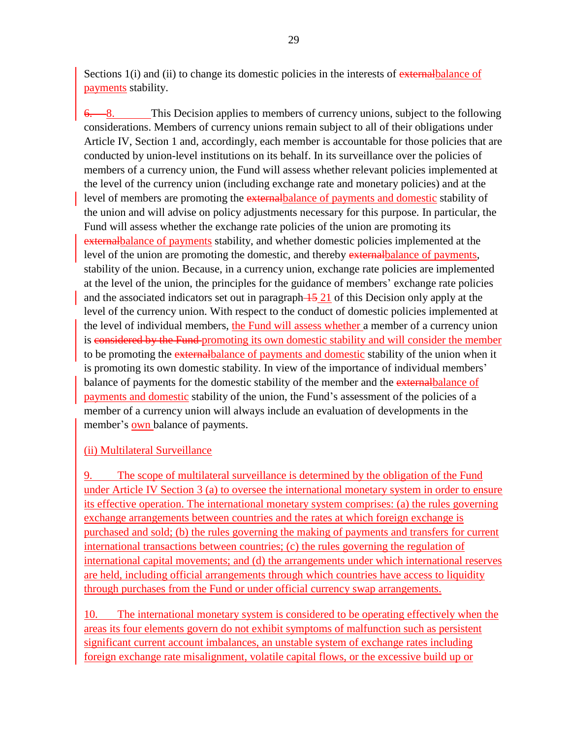Sections 1(i) and (ii) to change its domestic policies in the interests of ~~external~~balance of payments stability.

~~6.~~ 8. This Decision applies to members of currency unions, subject to the following considerations. Members of currency unions remain subject to all of their obligations under Article IV, Section 1 and, accordingly, each member is accountable for those policies that are conducted by union-level institutions on its behalf. In its surveillance over the policies of members of a currency union, the Fund will assess whether relevant policies implemented at the level of the currency union (including exchange rate and monetary policies) and at the level of members are promoting the ~~external~~balance of payments and domestic stability of the union and will advise on policy adjustments necessary for this purpose. In particular, the Fund will assess whether the exchange rate policies of the union are promoting its ~~external~~balance of payments stability, and whether domestic policies implemented at the level of the union are promoting the domestic, and thereby ~~external~~balance of payments, stability of the union. Because, in a currency union, exchange rate policies are implemented at the level of the union, the principles for the guidance of members' exchange rate policies and the associated indicators set out in paragraph ~~15~~ 21 of this Decision only apply at the level of the currency union. With respect to the conduct of domestic policies implemented at the level of individual members, the Fund will assess whether a member of a currency union is ~~considered by the Fund~~ promoting its own domestic stability and will consider the member to be promoting the ~~external~~balance of payments and domestic stability of the union when it is promoting its own domestic stability. In view of the importance of individual members' balance of payments for the domestic stability of the member and the ~~external~~balance of payments and domestic stability of the union, the Fund's assessment of the policies of a member of a currency union will always include an evaluation of developments in the member's own balance of payments.

(ii) Multilateral Surveillance

9. The scope of multilateral surveillance is determined by the obligation of the Fund under Article IV Section 3 (a) to oversee the international monetary system in order to ensure its effective operation. The international monetary system comprises: (a) the rules governing exchange arrangements between countries and the rates at which foreign exchange is purchased and sold; (b) the rules governing the making of payments and transfers for current international transactions between countries; (c) the rules governing the regulation of international capital movements; and (d) the arrangements under which international reserves are held, including official arrangements through which countries have access to liquidity through purchases from the Fund or under official currency swap arrangements.

10. The international monetary system is considered to be operating effectively when the areas its four elements govern do not exhibit symptoms of malfunction such as persistent significant current account imbalances, an unstable system of exchange rates including foreign exchange rate misalignment, volatile capital flows, or the excessive build up or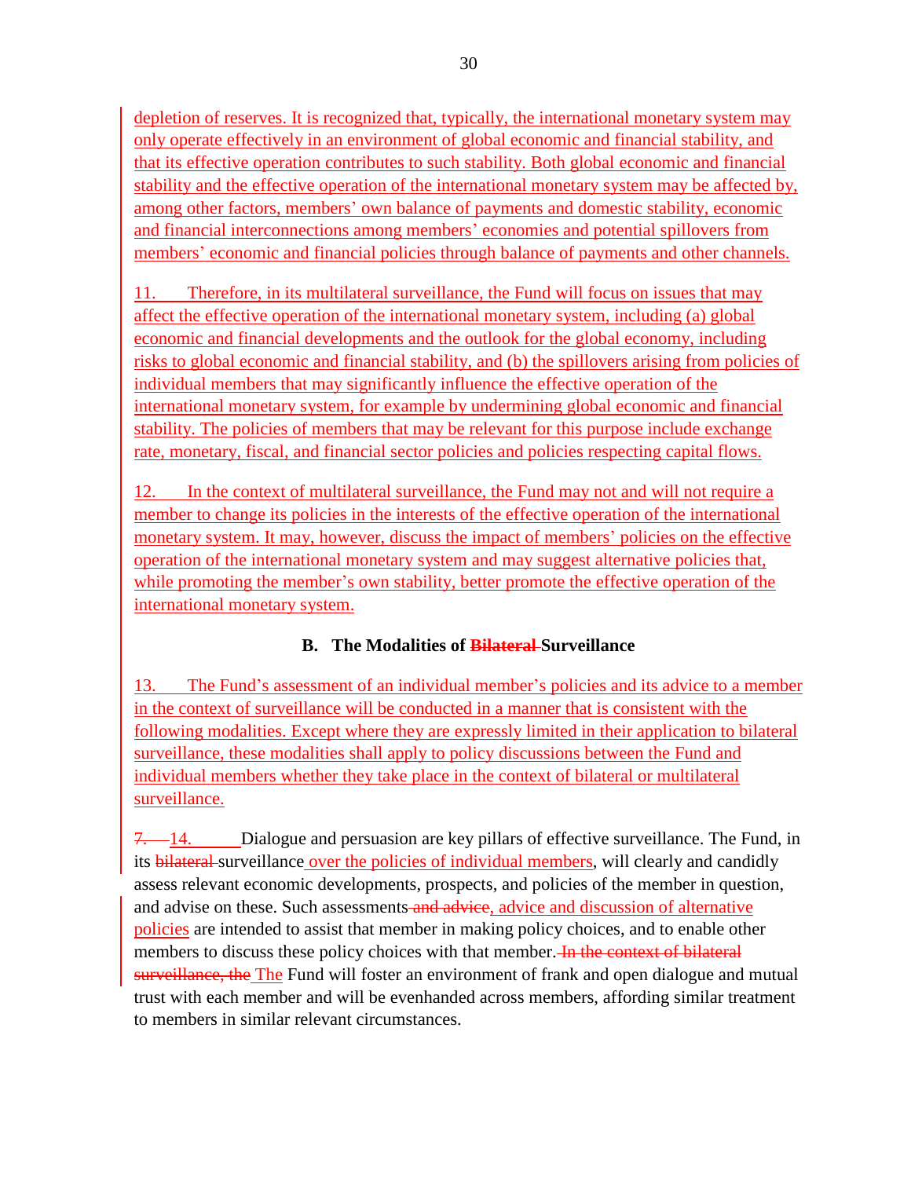depletion of reserves. It is recognized that, typically, the international monetary system may only operate effectively in an environment of global economic and financial stability, and that its effective operation contributes to such stability. Both global economic and financial stability and the effective operation of the international monetary system may be affected by, among other factors, members' own balance of payments and domestic stability, economic and financial interconnections among members' economies and potential spillovers from members' economic and financial policies through balance of payments and other channels.

11. Therefore, in its multilateral surveillance, the Fund will focus on issues that may affect the effective operation of the international monetary system, including (a) global economic and financial developments and the outlook for the global economy, including risks to global economic and financial stability, and (b) the spillovers arising from policies of individual members that may significantly influence the effective operation of the international monetary system, for example by undermining global economic and financial stability. The policies of members that may be relevant for this purpose include exchange rate, monetary, fiscal, and financial sector policies and policies respecting capital flows.

12. In the context of multilateral surveillance, the Fund may not and will not require a member to change its policies in the interests of the effective operation of the international monetary system. It may, however, discuss the impact of members' policies on the effective operation of the international monetary system and may suggest alternative policies that, while promoting the member's own stability, better promote the effective operation of the international monetary system.

### B. The Modalities of ~~Bilateral~~ Surveillance

13. The Fund's assessment of an individual member's policies and its advice to a member in the context of surveillance will be conducted in a manner that is consistent with the following modalities. Except where they are expressly limited in their application to bilateral surveillance, these modalities shall apply to policy discussions between the Fund and individual members whether they take place in the context of bilateral or multilateral surveillance.

~~7.~~ 14. Dialogue and persuasion are key pillars of effective surveillance. The Fund, in its ~~bilateral~~ surveillance over the policies of individual members, will clearly and candidly assess relevant economic developments, prospects, and policies of the member in question, and advise on these. Such assessments ~~and advice~~, advice and discussion of alternative policies are intended to assist that member in making policy choices, and to enable other members to discuss these policy choices with that member. ~~In the context of bilateral surveillance, the~~ The Fund will foster an environment of frank and open dialogue and mutual trust with each member and will be evenhanded across members, affording similar treatment to members in similar relevant circumstances.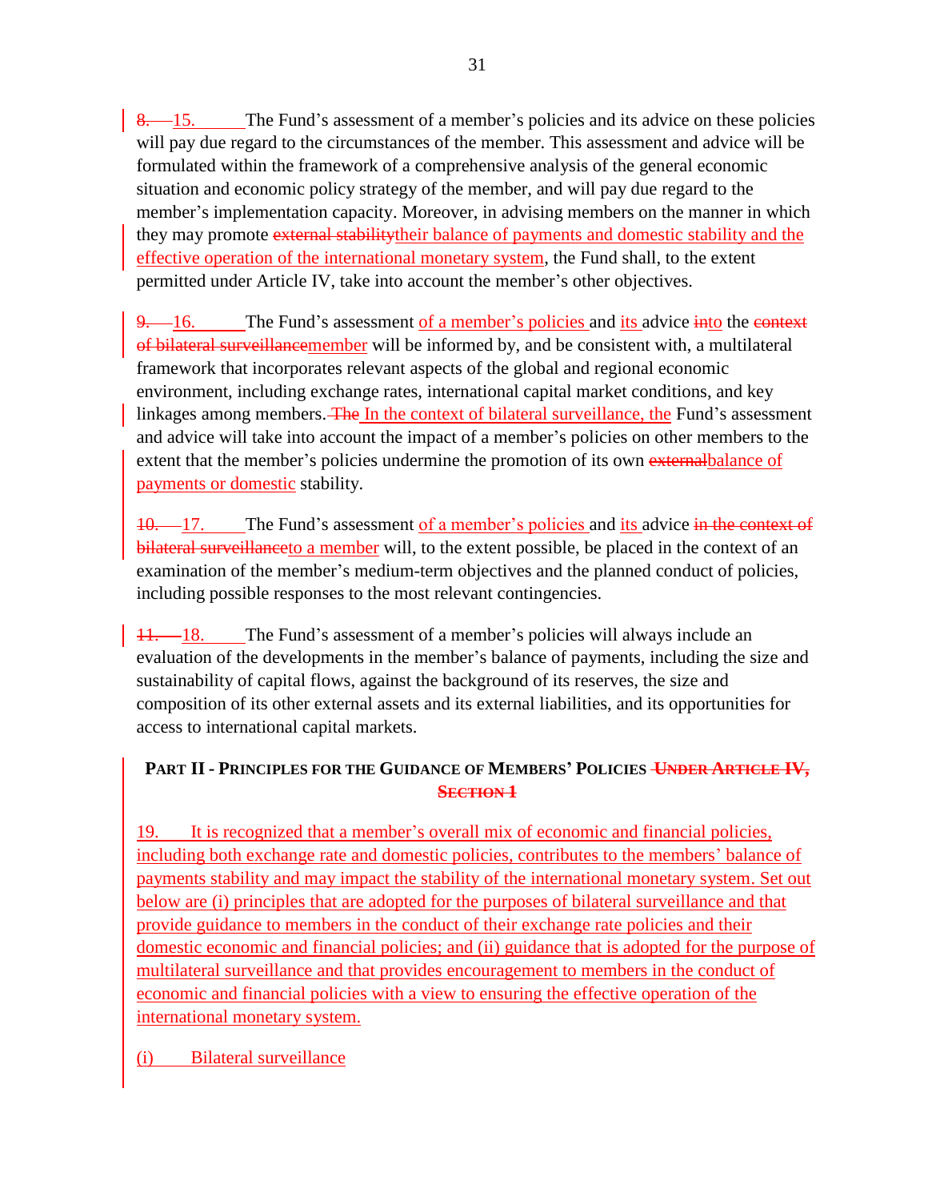~~8.~~ 15. The Fund's assessment of a member's policies and its advice on these policies will pay due regard to the circumstances of the member. This assessment and advice will be formulated within the framework of a comprehensive analysis of the general economic situation and economic policy strategy of the member, and will pay due regard to the member's implementation capacity. Moreover, in advising members on the manner in which they may promote ~~external stability~~their balance of payments and domestic stability and the effective operation of the international monetary system, the Fund shall, to the extent permitted under Article IV, take into account the member's other objectives.

~~9.~~ 16. The Fund's assessment of a member's policies and its advice ~~in~~to the ~~context of bilateral surveillance~~member will be informed by, and be consistent with, a multilateral framework that incorporates relevant aspects of the global and regional economic environment, including exchange rates, international capital market conditions, and key linkages among members. ~~The~~ In the context of bilateral surveillance, the Fund's assessment and advice will take into account the impact of a member's policies on other members to the extent that the member's policies undermine the promotion of its own ~~external~~balance of payments or domestic stability.

~~10.~~ 17. The Fund's assessment of a member's policies and its advice ~~in the context of bilateral surveillance~~to a member will, to the extent possible, be placed in the context of an examination of the member's medium-term objectives and the planned conduct of policies, including possible responses to the most relevant contingencies.

~~11.~~ 18. The Fund's assessment of a member's policies will always include an evaluation of the developments in the member's balance of payments, including the size and sustainability of capital flows, against the background of its reserves, the size and composition of its other external assets and its external liabilities, and its opportunities for access to international capital markets.

## PART II - PRINCIPLES FOR THE GUIDANCE OF MEMBERS' POLICIES ~~UNDER ARTICLE IV, SECTION 1~~

19. It is recognized that a member's overall mix of economic and financial policies, including both exchange rate and domestic policies, contributes to the members' balance of payments stability and may impact the stability of the international monetary system. Set out below are (i) principles that are adopted for the purposes of bilateral surveillance and that provide guidance to members in the conduct of their exchange rate policies and their domestic economic and financial policies; and (ii) guidance that is adopted for the purpose of multilateral surveillance and that provides encouragement to members in the conduct of economic and financial policies with a view to ensuring the effective operation of the international monetary system.

(i) Bilateral surveillance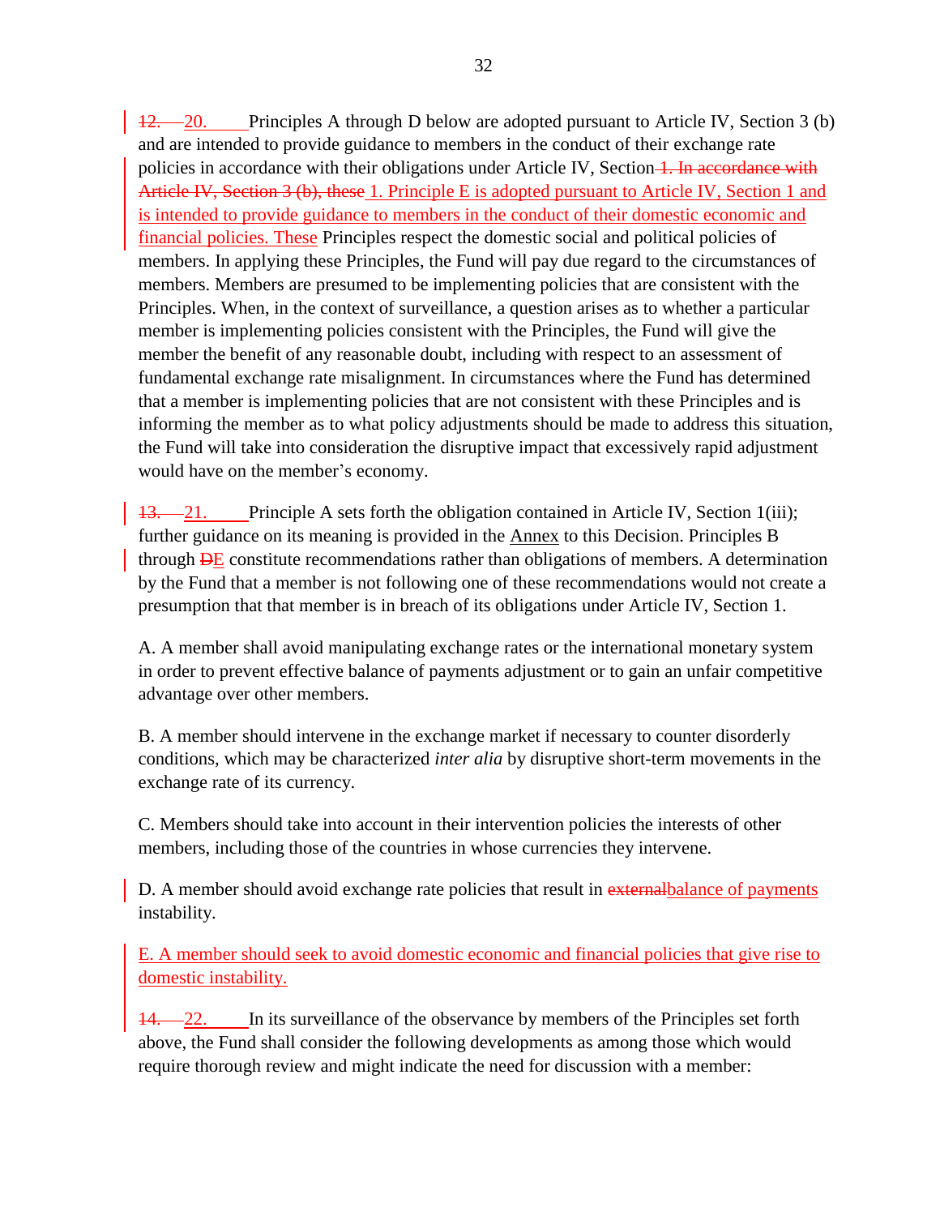~~12.~~ 20. Principles A through D below are adopted pursuant to Article IV, Section 3 (b) and are intended to provide guidance to members in the conduct of their exchange rate policies in accordance with their obligations under Article IV, Section ~~1. In accordance with Article IV, Section 3 (b), these~~ 1. Principle E is adopted pursuant to Article IV, Section 1 and is intended to provide guidance to members in the conduct of their domestic economic and financial policies. These Principles respect the domestic social and political policies of members. In applying these Principles, the Fund will pay due regard to the circumstances of members. Members are presumed to be implementing policies that are consistent with the Principles. When, in the context of surveillance, a question arises as to whether a particular member is implementing policies consistent with the Principles, the Fund will give the member the benefit of any reasonable doubt, including with respect to an assessment of fundamental exchange rate misalignment. In circumstances where the Fund has determined that a member is implementing policies that are not consistent with these Principles and is informing the member as to what policy adjustments should be made to address this situation, the Fund will take into consideration the disruptive impact that excessively rapid adjustment would have on the member's economy.

~~13.~~ 21. Principle A sets forth the obligation contained in Article IV, Section 1(iii); further guidance on its meaning is provided in the Annex to this Decision. Principles B through ~~D~~E constitute recommendations rather than obligations of members. A determination by the Fund that a member is not following one of these recommendations would not create a presumption that that member is in breach of its obligations under Article IV, Section 1.

A. A member shall avoid manipulating exchange rates or the international monetary system in order to prevent effective balance of payments adjustment or to gain an unfair competitive advantage over other members.

B. A member should intervene in the exchange market if necessary to counter disorderly conditions, which may be characterized *inter alia* by disruptive short-term movements in the exchange rate of its currency.

C. Members should take into account in their intervention policies the interests of other members, including those of the countries in whose currencies they intervene.

D. A member should avoid exchange rate policies that result in ~~external~~balance of payments instability.

E. A member should seek to avoid domestic economic and financial policies that give rise to domestic instability.

~~14.~~ 22. In its surveillance of the observance by members of the Principles set forth above, the Fund shall consider the following developments as among those which would require thorough review and might indicate the need for discussion with a member: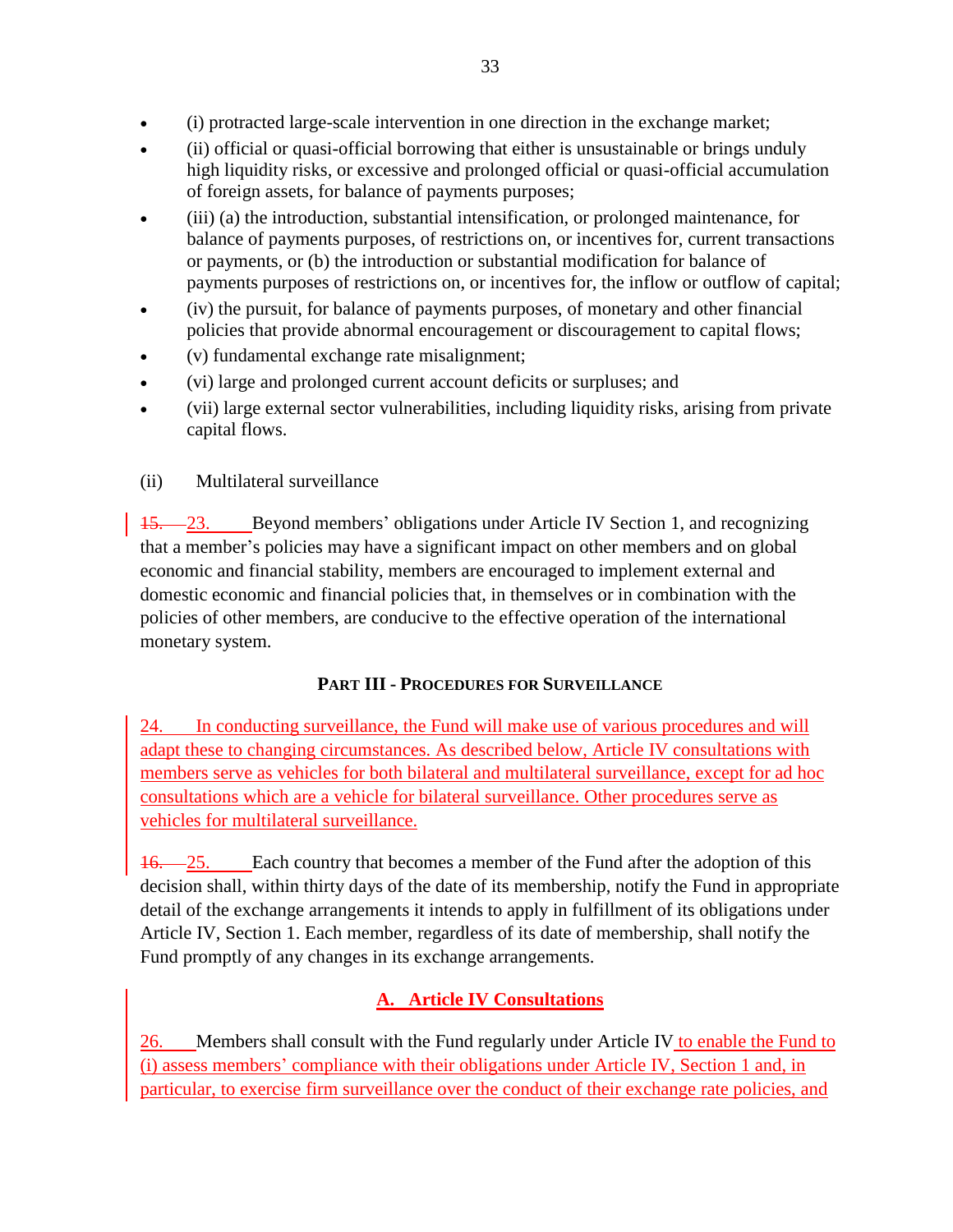- (i) protracted large-scale intervention in one direction in the exchange market;
- (ii) official or quasi-official borrowing that either is unsustainable or brings unduly high liquidity risks, or excessive and prolonged official or quasi-official accumulation of foreign assets, for balance of payments purposes;
- (iii) (a) the introduction, substantial intensification, or prolonged maintenance, for balance of payments purposes, of restrictions on, or incentives for, current transactions or payments, or (b) the introduction or substantial modification for balance of payments purposes of restrictions on, or incentives for, the inflow or outflow of capital;
- (iv) the pursuit, for balance of payments purposes, of monetary and other financial policies that provide abnormal encouragement or discouragement to capital flows;
- (v) fundamental exchange rate misalignment;
- (vi) large and prolonged current account deficits or surpluses; and
- (vii) large external sector vulnerabilities, including liquidity risks, arising from private capital flows.

(ii) Multilateral surveillance

~~15.~~ 23. Beyond members' obligations under Article IV Section 1, and recognizing that a member's policies may have a significant impact on other members and on global economic and financial stability, members are encouraged to implement external and domestic economic and financial policies that, in themselves or in combination with the policies of other members, are conducive to the effective operation of the international monetary system.

## PART III - PROCEDURES FOR SURVEILLANCE

24. In conducting surveillance, the Fund will make use of various procedures and will adapt these to changing circumstances. As described below, Article IV consultations with members serve as vehicles for both bilateral and multilateral surveillance, except for ad hoc consultations which are a vehicle for bilateral surveillance. Other procedures serve as vehicles for multilateral surveillance.

~~16.~~ 25. Each country that becomes a member of the Fund after the adoption of this decision shall, within thirty days of the date of its membership, notify the Fund in appropriate detail of the exchange arrangements it intends to apply in fulfillment of its obligations under Article IV, Section 1. Each member, regardless of its date of membership, shall notify the Fund promptly of any changes in its exchange arrangements.

### A. Article IV Consultations

26. Members shall consult with the Fund regularly under Article IV to enable the Fund to (i) assess members' compliance with their obligations under Article IV, Section 1 and, in particular, to exercise firm surveillance over the conduct of their exchange rate policies, and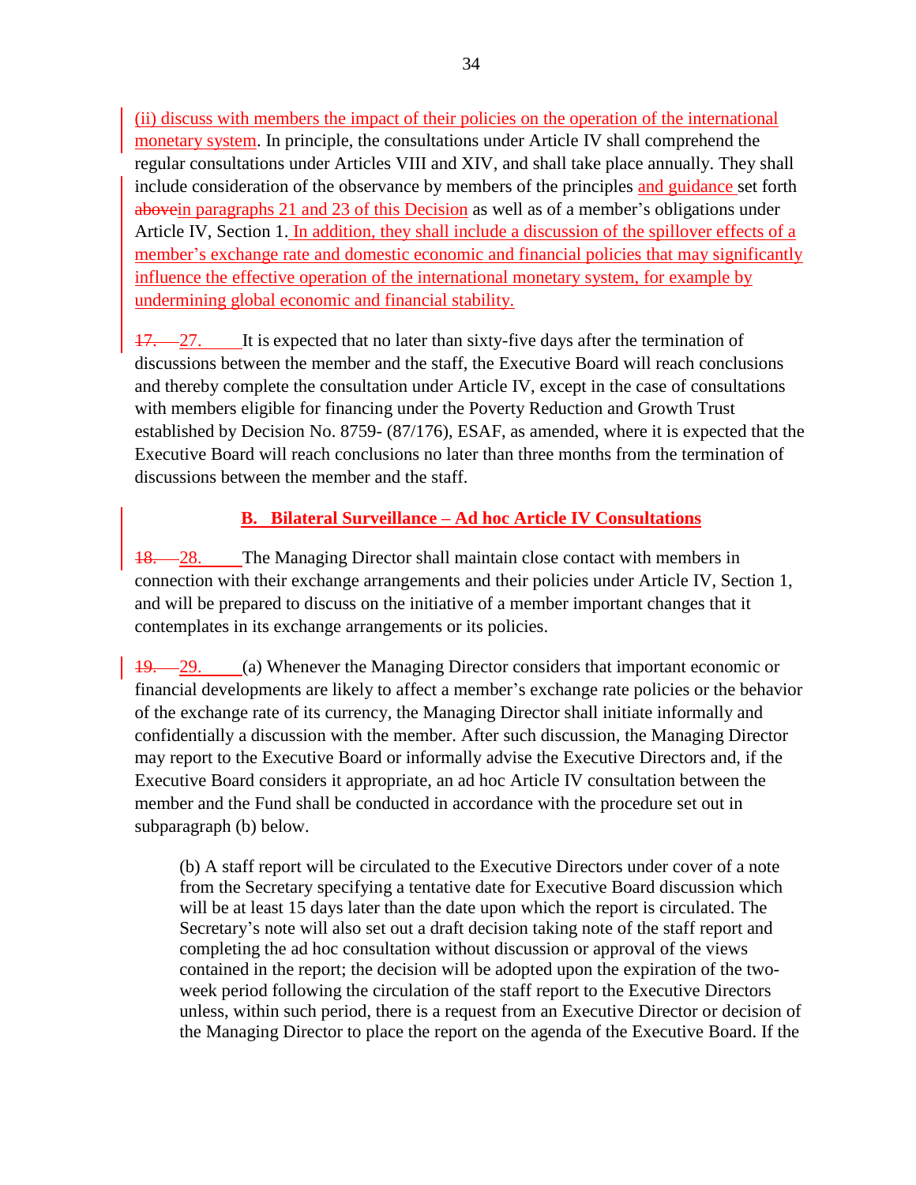(ii) discuss with members the impact of their policies on the operation of the international monetary system. In principle, the consultations under Article IV shall comprehend the regular consultations under Articles VIII and XIV, and shall take place annually. They shall include consideration of the observance by members of the principles and guidance set forth abovein paragraphs 21 and 23 of this Decision as well as of a member's obligations under Article IV, Section 1. In addition, they shall include a discussion of the spillover effects of a member's exchange rate and domestic economic and financial policies that may significantly influence the effective operation of the international monetary system, for example by undermining global economic and financial stability.

17. 27. It is expected that no later than sixty-five days after the termination of discussions between the member and the staff, the Executive Board will reach conclusions and thereby complete the consultation under Article IV, except in the case of consultations with members eligible for financing under the Poverty Reduction and Growth Trust established by Decision No. 8759- (87/176), ESAF, as amended, where it is expected that the Executive Board will reach conclusions no later than three months from the termination of discussions between the member and the staff.

### B. Bilateral Surveillance – Ad hoc Article IV Consultations

18. 28. The Managing Director shall maintain close contact with members in connection with their exchange arrangements and their policies under Article IV, Section 1, and will be prepared to discuss on the initiative of a member important changes that it contemplates in its exchange arrangements or its policies.

19. 29. (a) Whenever the Managing Director considers that important economic or financial developments are likely to affect a member's exchange rate policies or the behavior of the exchange rate of its currency, the Managing Director shall initiate informally and confidentially a discussion with the member. After such discussion, the Managing Director may report to the Executive Board or informally advise the Executive Directors and, if the Executive Board considers it appropriate, an ad hoc Article IV consultation between the member and the Fund shall be conducted in accordance with the procedure set out in subparagraph (b) below.

(b) A staff report will be circulated to the Executive Directors under cover of a note from the Secretary specifying a tentative date for Executive Board discussion which will be at least 15 days later than the date upon which the report is circulated. The Secretary's note will also set out a draft decision taking note of the staff report and completing the ad hoc consultation without discussion or approval of the views contained in the report; the decision will be adopted upon the expiration of the two-week period following the circulation of the staff report to the Executive Directors unless, within such period, there is a request from an Executive Director or decision of the Managing Director to place the report on the agenda of the Executive Board. If the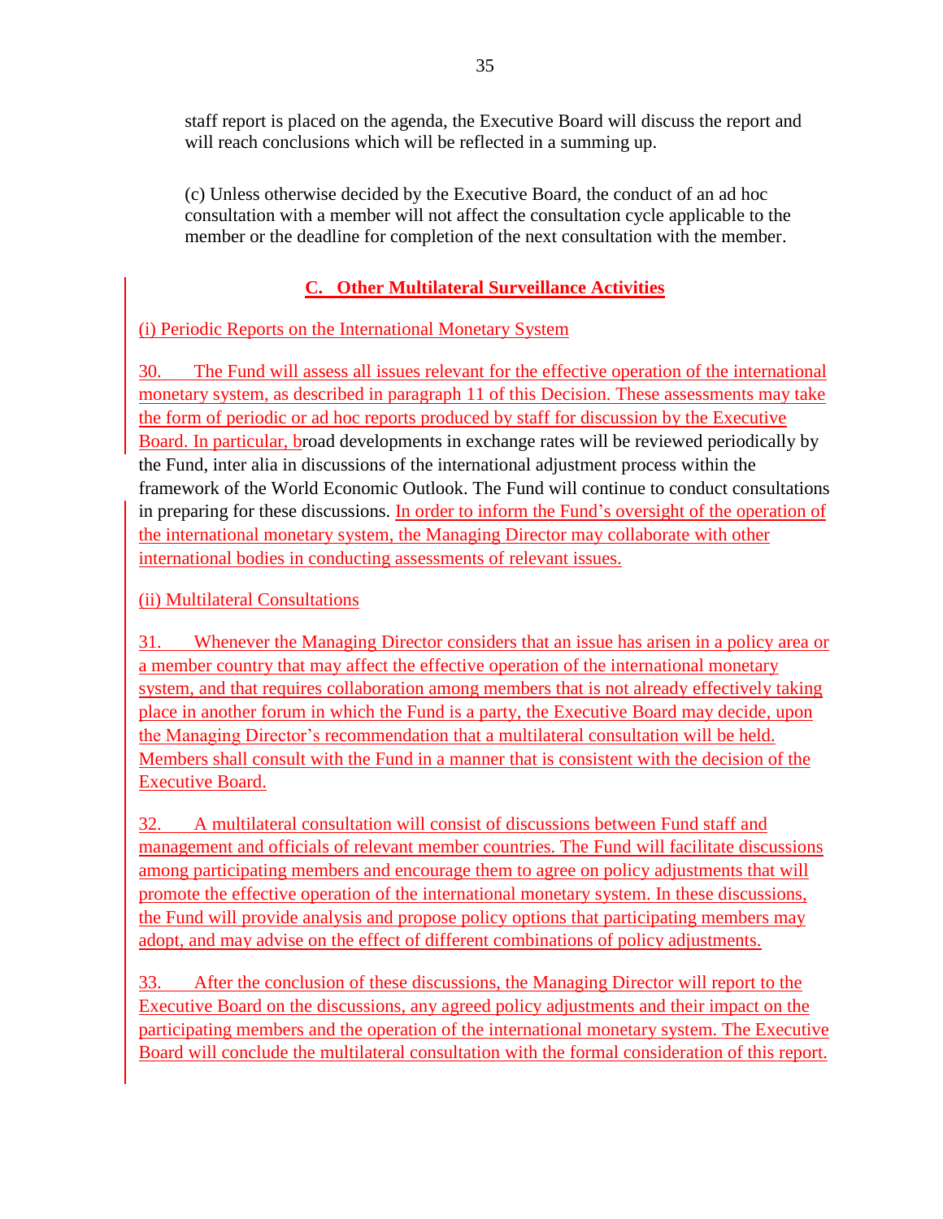staff report is placed on the agenda, the Executive Board will discuss the report and will reach conclusions which will be reflected in a summing up.

(c) Unless otherwise decided by the Executive Board, the conduct of an ad hoc consultation with a member will not affect the consultation cycle applicable to the member or the deadline for completion of the next consultation with the member.

## C. Other Multilateral Surveillance Activities

(i) Periodic Reports on the International Monetary System

30. The Fund will assess all issues relevant for the effective operation of the international monetary system, as described in paragraph 11 of this Decision. These assessments may take the form of periodic or ad hoc reports produced by staff for discussion by the Executive Board. In particular, broad developments in exchange rates will be reviewed periodically by the Fund, inter alia in discussions of the international adjustment process within the framework of the World Economic Outlook. The Fund will continue to conduct consultations in preparing for these discussions. In order to inform the Fund's oversight of the operation of the international monetary system, the Managing Director may collaborate with other international bodies in conducting assessments of relevant issues.

(ii) Multilateral Consultations

31. Whenever the Managing Director considers that an issue has arisen in a policy area or a member country that may affect the effective operation of the international monetary system, and that requires collaboration among members that is not already effectively taking place in another forum in which the Fund is a party, the Executive Board may decide, upon the Managing Director's recommendation that a multilateral consultation will be held. Members shall consult with the Fund in a manner that is consistent with the decision of the Executive Board.

32. A multilateral consultation will consist of discussions between Fund staff and management and officials of relevant member countries. The Fund will facilitate discussions among participating members and encourage them to agree on policy adjustments that will promote the effective operation of the international monetary system. In these discussions, the Fund will provide analysis and propose policy options that participating members may adopt, and may advise on the effect of different combinations of policy adjustments.

33. After the conclusion of these discussions, the Managing Director will report to the Executive Board on the discussions, any agreed policy adjustments and their impact on the participating members and the operation of the international monetary system. The Executive Board will conclude the multilateral consultation with the formal consideration of this report.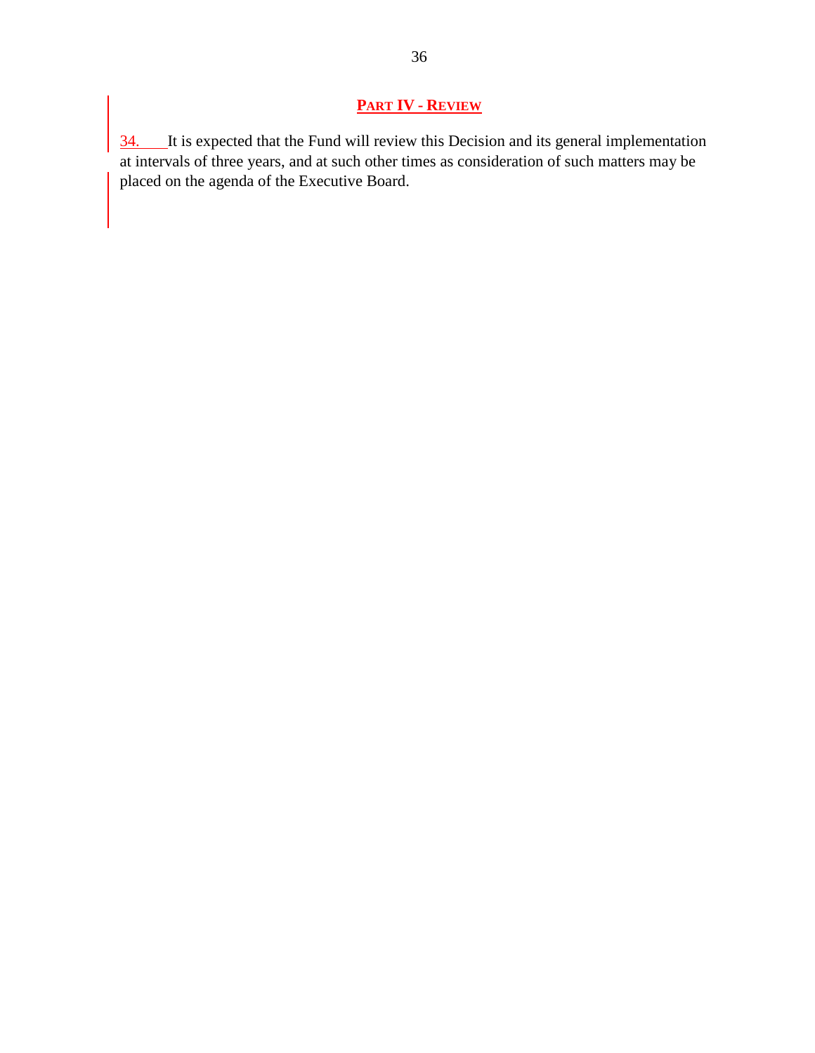## PART IV - REVIEW

34. It is expected that the Fund will review this Decision and its general implementation at intervals of three years, and at such other times as consideration of such matters may be placed on the agenda of the Executive Board.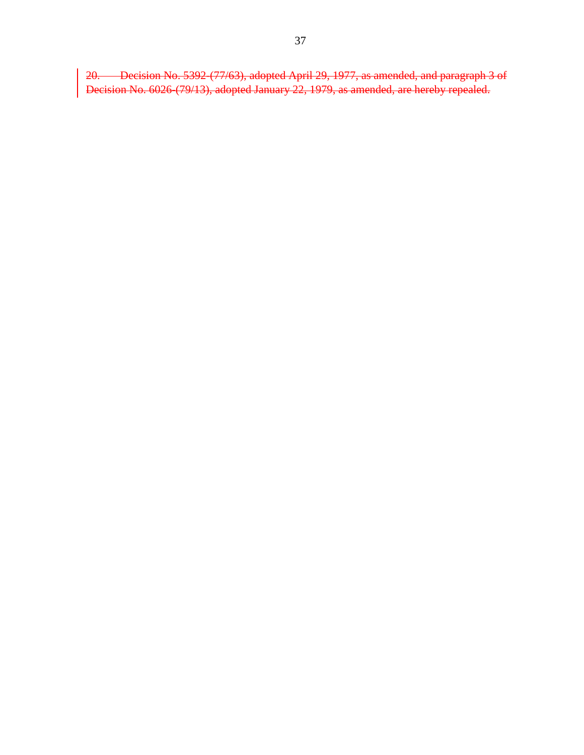~~20. Decision No. 5392-(77/63), adopted April 29, 1977, as amended, and paragraph 3 of Decision No. 6026-(79/13), adopted January 22, 1979, as amended, are hereby repealed.~~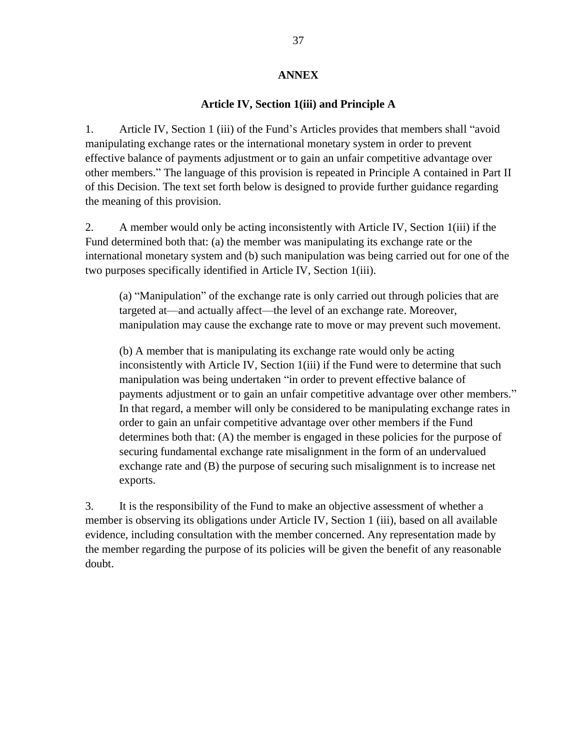## ANNEX

### Article IV, Section 1(iii) and Principle A

1. Article IV, Section 1 (iii) of the Fund's Articles provides that members shall "avoid manipulating exchange rates or the international monetary system in order to prevent effective balance of payments adjustment or to gain an unfair competitive advantage over other members." The language of this provision is repeated in Principle A contained in Part II of this Decision. The text set forth below is designed to provide further guidance regarding the meaning of this provision.

2. A member would only be acting inconsistently with Article IV, Section 1(iii) if the Fund determined both that: (a) the member was manipulating its exchange rate or the international monetary system and (b) such manipulation was being carried out for one of the two purposes specifically identified in Article IV, Section 1(iii).

   (a) "Manipulation" of the exchange rate is only carried out through policies that are targeted at—and actually affect—the level of an exchange rate. Moreover, manipulation may cause the exchange rate to move or may prevent such movement.

   (b) A member that is manipulating its exchange rate would only be acting inconsistently with Article IV, Section 1(iii) if the Fund were to determine that such manipulation was being undertaken "in order to prevent effective balance of payments adjustment or to gain an unfair competitive advantage over other members." In that regard, a member will only be considered to be manipulating exchange rates in order to gain an unfair competitive advantage over other members if the Fund determines both that: (A) the member is engaged in these policies for the purpose of securing fundamental exchange rate misalignment in the form of an undervalued exchange rate and (B) the purpose of securing such misalignment is to increase net exports.

3. It is the responsibility of the Fund to make an objective assessment of whether a member is observing its obligations under Article IV, Section 1 (iii), based on all available evidence, including consultation with the member concerned. Any representation made by the member regarding the purpose of its policies will be given the benefit of any reasonable doubt.